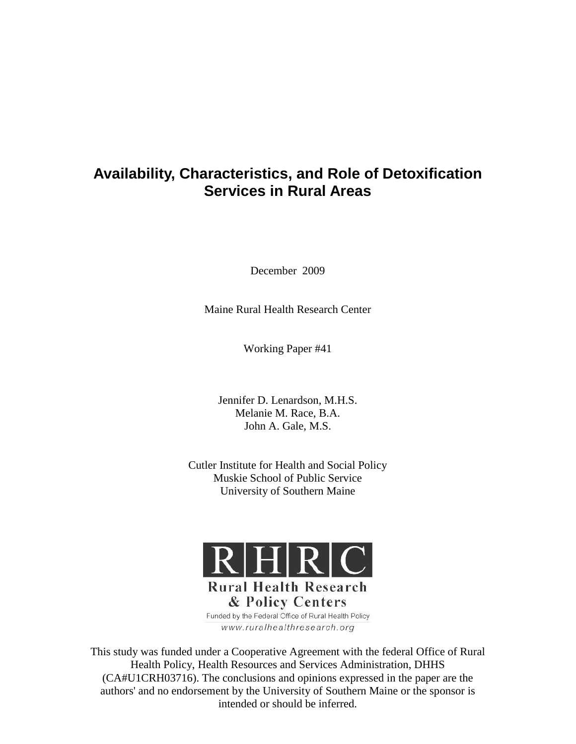# Availability, Characteristics, and Role of Detoxification Services in Rural Areas

December 2009

Maine Rural Health Research Center

Working Paper #41

Jennifer D. Lenardson, M.H.S.
Melanie M. Race, B.A.
John A. Gale, M.S.

Cutler Institute for Health and Social Policy
Muskie School of Public Service
University of Southern Maine

RHRC
Rural Health Research & Policy Centers
Funded by the Federal Office of Rural Health Policy
www.ruralhealthresearch.org

This study was funded under a Cooperative Agreement with the federal Office of Rural Health Policy, Health Resources and Services Administration, DHHS (CA#U1CRH03716). The conclusions and opinions expressed in the paper are the authors' and no endorsement by the University of Southern Maine or the sponsor is intended or should be inferred.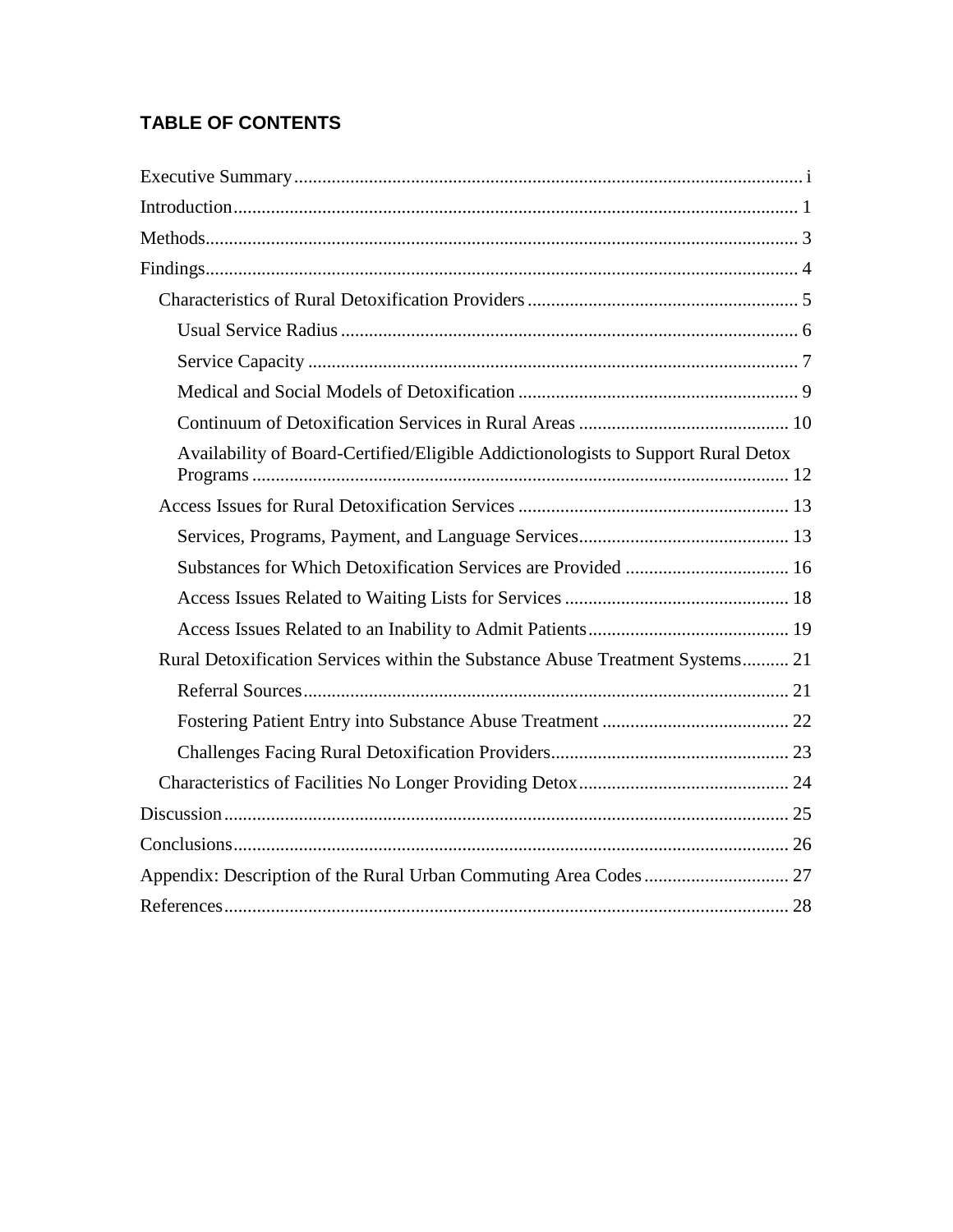## TABLE OF CONTENTS

- Executive Summary ... i
- Introduction ... 1
- Methods ... 3
- Findings ... 4
  - Characteristics of Rural Detoxification Providers ... 5
    - Usual Service Radius ... 6
    - Service Capacity ... 7
    - Medical and Social Models of Detoxification ... 9
    - Continuum of Detoxification Services in Rural Areas ... 10
    - Availability of Board-Certified/Eligible Addictionologists to Support Rural Detox Programs ... 12
  - Access Issues for Rural Detoxification Services ... 13
    - Services, Programs, Payment, and Language Services ... 13
    - Substances for Which Detoxification Services are Provided ... 16
    - Access Issues Related to Waiting Lists for Services ... 18
    - Access Issues Related to an Inability to Admit Patients ... 19
  - Rural Detoxification Services within the Substance Abuse Treatment Systems ... 21
    - Referral Sources ... 21
    - Fostering Patient Entry into Substance Abuse Treatment ... 22
    - Challenges Facing Rural Detoxification Providers ... 23
  - Characteristics of Facilities No Longer Providing Detox ... 24
- Discussion ... 25
- Conclusions ... 26
- Appendix: Description of the Rural Urban Commuting Area Codes ... 27
- References ... 28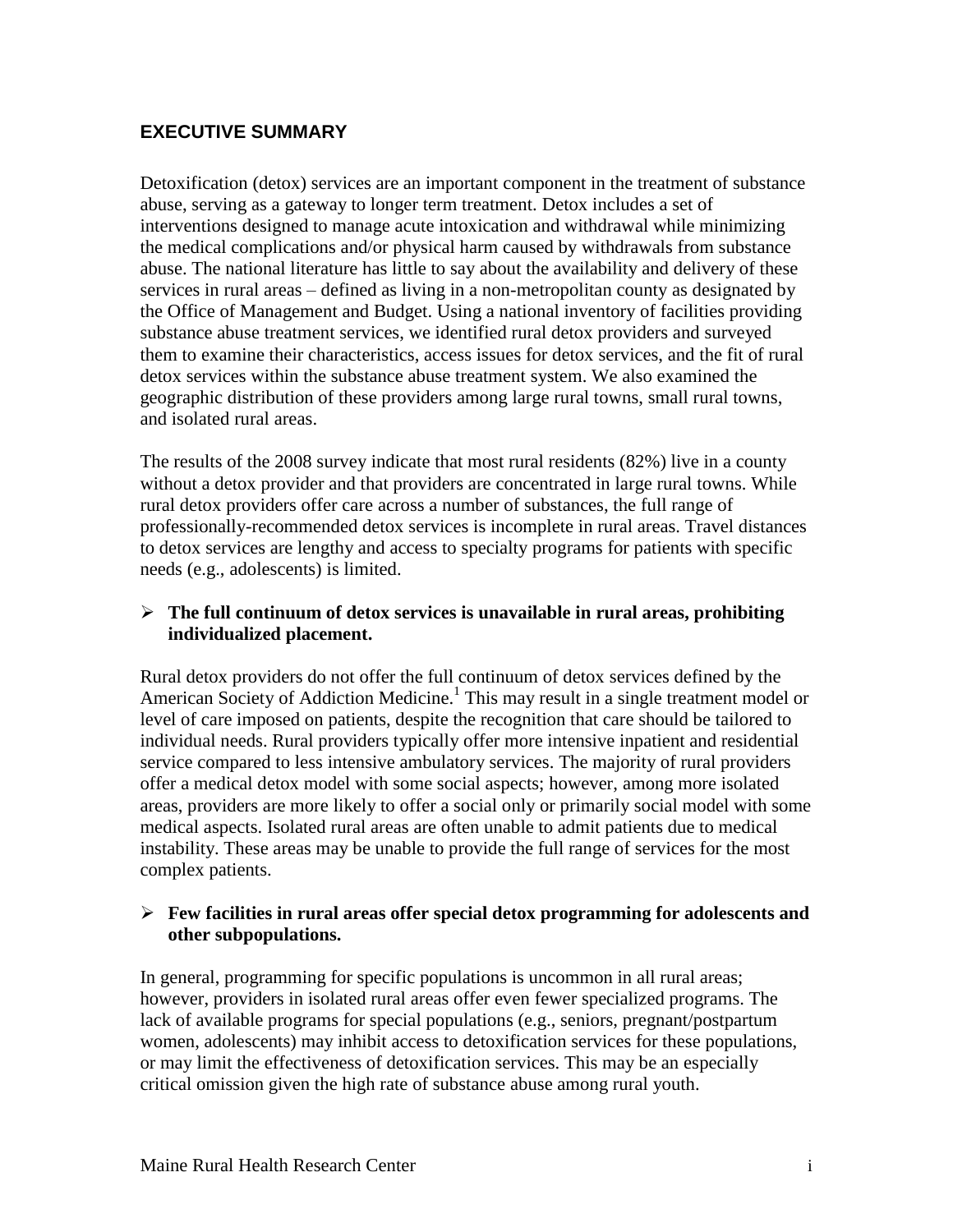## EXECUTIVE SUMMARY

Detoxification (detox) services are an important component in the treatment of substance abuse, serving as a gateway to longer term treatment. Detox includes a set of interventions designed to manage acute intoxication and withdrawal while minimizing the medical complications and/or physical harm caused by withdrawals from substance abuse. The national literature has little to say about the availability and delivery of these services in rural areas – defined as living in a non-metropolitan county as designated by the Office of Management and Budget. Using a national inventory of facilities providing substance abuse treatment services, we identified rural detox providers and surveyed them to examine their characteristics, access issues for detox services, and the fit of rural detox services within the substance abuse treatment system. We also examined the geographic distribution of these providers among large rural towns, small rural towns, and isolated rural areas.

The results of the 2008 survey indicate that most rural residents (82%) live in a county without a detox provider and that providers are concentrated in large rural towns. While rural detox providers offer care across a number of substances, the full range of professionally-recommended detox services is incomplete in rural areas. Travel distances to detox services are lengthy and access to specialty programs for patients with specific needs (e.g., adolescents) is limited.

- **The full continuum of detox services is unavailable in rural areas, prohibiting individualized placement.**

Rural detox providers do not offer the full continuum of detox services defined by the American Society of Addiction Medicine.[1] This may result in a single treatment model or level of care imposed on patients, despite the recognition that care should be tailored to individual needs. Rural providers typically offer more intensive inpatient and residential service compared to less intensive ambulatory services. The majority of rural providers offer a medical detox model with some social aspects; however, among more isolated areas, providers are more likely to offer a social only or primarily social model with some medical aspects. Isolated rural areas are often unable to admit patients due to medical instability. These areas may be unable to provide the full range of services for the most complex patients.

- **Few facilities in rural areas offer special detox programming for adolescents and other subpopulations.**

In general, programming for specific populations is uncommon in all rural areas; however, providers in isolated rural areas offer even fewer specialized programs. The lack of available programs for special populations (e.g., seniors, pregnant/postpartum women, adolescents) may inhibit access to detoxification services for these populations, or may limit the effectiveness of detoxification services. This may be an especially critical omission given the high rate of substance abuse among rural youth.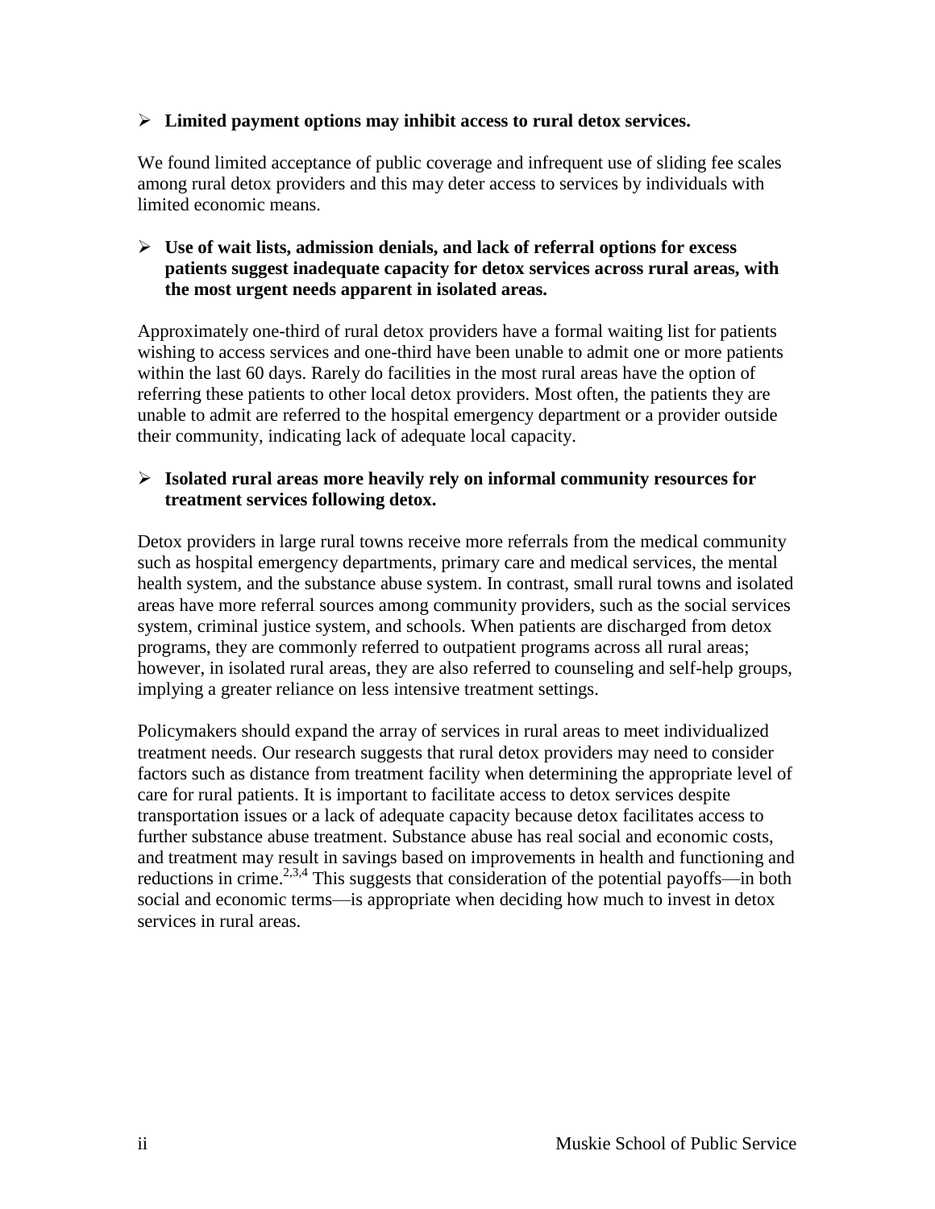- **Limited payment options may inhibit access to rural detox services.**

We found limited acceptance of public coverage and infrequent use of sliding fee scales among rural detox providers and this may deter access to services by individuals with limited economic means.

- **Use of wait lists, admission denials, and lack of referral options for excess patients suggest inadequate capacity for detox services across rural areas, with the most urgent needs apparent in isolated areas.**

Approximately one-third of rural detox providers have a formal waiting list for patients wishing to access services and one-third have been unable to admit one or more patients within the last 60 days. Rarely do facilities in the most rural areas have the option of referring these patients to other local detox providers. Most often, the patients they are unable to admit are referred to the hospital emergency department or a provider outside their community, indicating lack of adequate local capacity.

- **Isolated rural areas more heavily rely on informal community resources for treatment services following detox.**

Detox providers in large rural towns receive more referrals from the medical community such as hospital emergency departments, primary care and medical services, the mental health system, and the substance abuse system. In contrast, small rural towns and isolated areas have more referral sources among community providers, such as the social services system, criminal justice system, and schools. When patients are discharged from detox programs, they are commonly referred to outpatient programs across all rural areas; however, in isolated rural areas, they are also referred to counseling and self-help groups, implying a greater reliance on less intensive treatment settings.

Policymakers should expand the array of services in rural areas to meet individualized treatment needs. Our research suggests that rural detox providers may need to consider factors such as distance from treatment facility when determining the appropriate level of care for rural patients. It is important to facilitate access to detox services despite transportation issues or a lack of adequate capacity because detox facilitates access to further substance abuse treatment. Substance abuse has real social and economic costs, and treatment may result in savings based on improvements in health and functioning and reductions in crime.[2,3,4] This suggests that consideration of the potential payoffs—in both social and economic terms—is appropriate when deciding how much to invest in detox services in rural areas.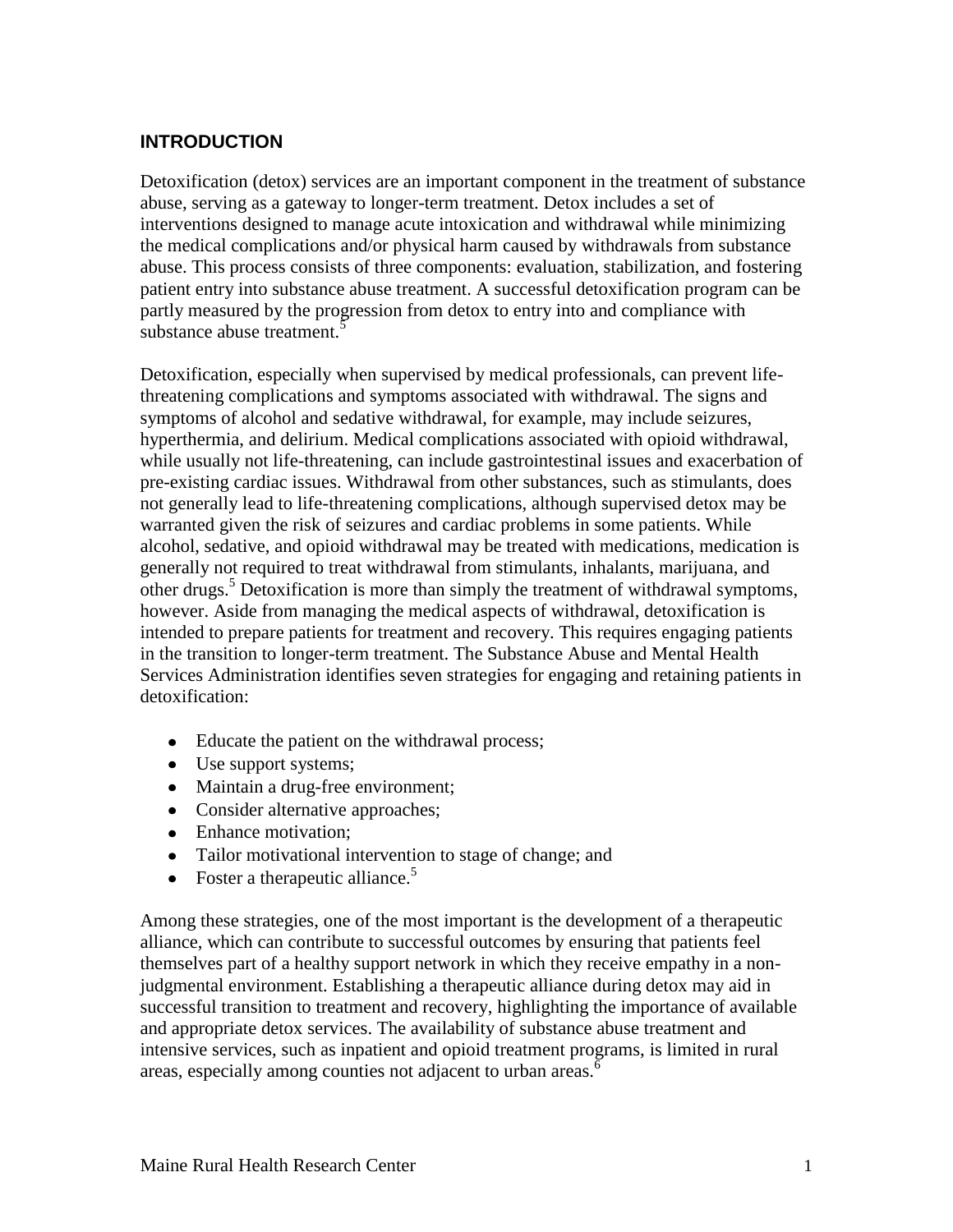## INTRODUCTION

Detoxification (detox) services are an important component in the treatment of substance abuse, serving as a gateway to longer-term treatment. Detox includes a set of interventions designed to manage acute intoxication and withdrawal while minimizing the medical complications and/or physical harm caused by withdrawals from substance abuse. This process consists of three components: evaluation, stabilization, and fostering patient entry into substance abuse treatment. A successful detoxification program can be partly measured by the progression from detox to entry into and compliance with substance abuse treatment.[5]

Detoxification, especially when supervised by medical professionals, can prevent life-threatening complications and symptoms associated with withdrawal. The signs and symptoms of alcohol and sedative withdrawal, for example, may include seizures, hyperthermia, and delirium. Medical complications associated with opioid withdrawal, while usually not life-threatening, can include gastrointestinal issues and exacerbation of pre-existing cardiac issues. Withdrawal from other substances, such as stimulants, does not generally lead to life-threatening complications, although supervised detox may be warranted given the risk of seizures and cardiac problems in some patients. While alcohol, sedative, and opioid withdrawal may be treated with medications, medication is generally not required to treat withdrawal from stimulants, inhalants, marijuana, and other drugs.[5] Detoxification is more than simply the treatment of withdrawal symptoms, however. Aside from managing the medical aspects of withdrawal, detoxification is intended to prepare patients for treatment and recovery. This requires engaging patients in the transition to longer-term treatment. The Substance Abuse and Mental Health Services Administration identifies seven strategies for engaging and retaining patients in detoxification:

- Educate the patient on the withdrawal process;
- Use support systems;
- Maintain a drug-free environment;
- Consider alternative approaches;
- Enhance motivation;
- Tailor motivational intervention to stage of change; and
- Foster a therapeutic alliance.[5]

Among these strategies, one of the most important is the development of a therapeutic alliance, which can contribute to successful outcomes by ensuring that patients feel themselves part of a healthy support network in which they receive empathy in a non-judgmental environment. Establishing a therapeutic alliance during detox may aid in successful transition to treatment and recovery, highlighting the importance of available and appropriate detox services. The availability of substance abuse treatment and intensive services, such as inpatient and opioid treatment programs, is limited in rural areas, especially among counties not adjacent to urban areas.[6]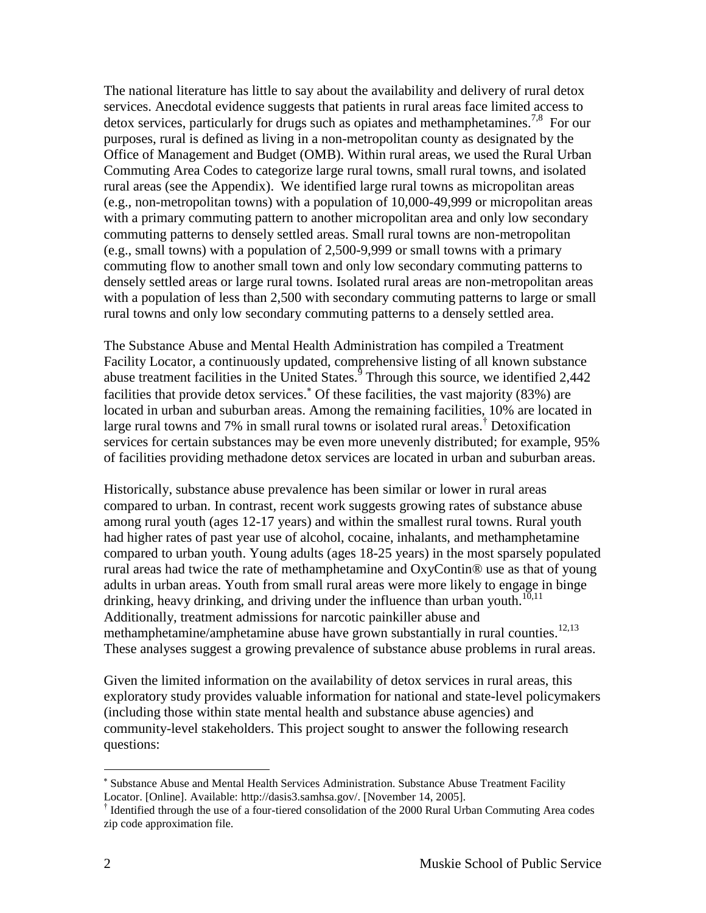The national literature has little to say about the availability and delivery of rural detox services. Anecdotal evidence suggests that patients in rural areas face limited access to detox services, particularly for drugs such as opiates and methamphetamines.[7,8] For our purposes, rural is defined as living in a non-metropolitan county as designated by the Office of Management and Budget (OMB). Within rural areas, we used the Rural Urban Commuting Area Codes to categorize large rural towns, small rural towns, and isolated rural areas (see the Appendix). We identified large rural towns as micropolitan areas (e.g., non-metropolitan towns) with a population of 10,000-49,999 or micropolitan areas with a primary commuting pattern to another micropolitan area and only low secondary commuting patterns to densely settled areas. Small rural towns are non-metropolitan (e.g., small towns) with a population of 2,500-9,999 or small towns with a primary commuting flow to another small town and only low secondary commuting patterns to densely settled areas or large rural towns. Isolated rural areas are non-metropolitan areas with a population of less than 2,500 with secondary commuting patterns to large or small rural towns and only low secondary commuting patterns to a densely settled area.

The Substance Abuse and Mental Health Administration has compiled a Treatment Facility Locator, a continuously updated, comprehensive listing of all known substance abuse treatment facilities in the United States.[9] Through this source, we identified 2,442 facilities that provide detox services.[*] Of these facilities, the vast majority (83%) are located in urban and suburban areas. Among the remaining facilities, 10% are located in large rural towns and 7% in small rural towns or isolated rural areas.[†] Detoxification services for certain substances may be even more unevenly distributed; for example, 95% of facilities providing methadone detox services are located in urban and suburban areas.

Historically, substance abuse prevalence has been similar or lower in rural areas compared to urban. In contrast, recent work suggests growing rates of substance abuse among rural youth (ages 12-17 years) and within the smallest rural towns. Rural youth had higher rates of past year use of alcohol, cocaine, inhalants, and methamphetamine compared to urban youth. Young adults (ages 18-25 years) in the most sparsely populated rural areas had twice the rate of methamphetamine and OxyContin® use as that of young adults in urban areas. Youth from small rural areas were more likely to engage in binge drinking, heavy drinking, and driving under the influence than urban youth.[10,11] Additionally, treatment admissions for narcotic painkiller abuse and methamphetamine/amphetamine abuse have grown substantially in rural counties.[12,13] These analyses suggest a growing prevalence of substance abuse problems in rural areas.

Given the limited information on the availability of detox services in rural areas, this exploratory study provides valuable information for national and state-level policymakers (including those within state mental health and substance abuse agencies) and community-level stakeholders. This project sought to answer the following research questions:

---

[*] Substance Abuse and Mental Health Services Administration. Substance Abuse Treatment Facility Locator. [Online]. Available: http://dasis3.samhsa.gov/. [November 14, 2005].

[†] Identified through the use of a four-tiered consolidation of the 2000 Rural Urban Commuting Area codes zip code approximation file.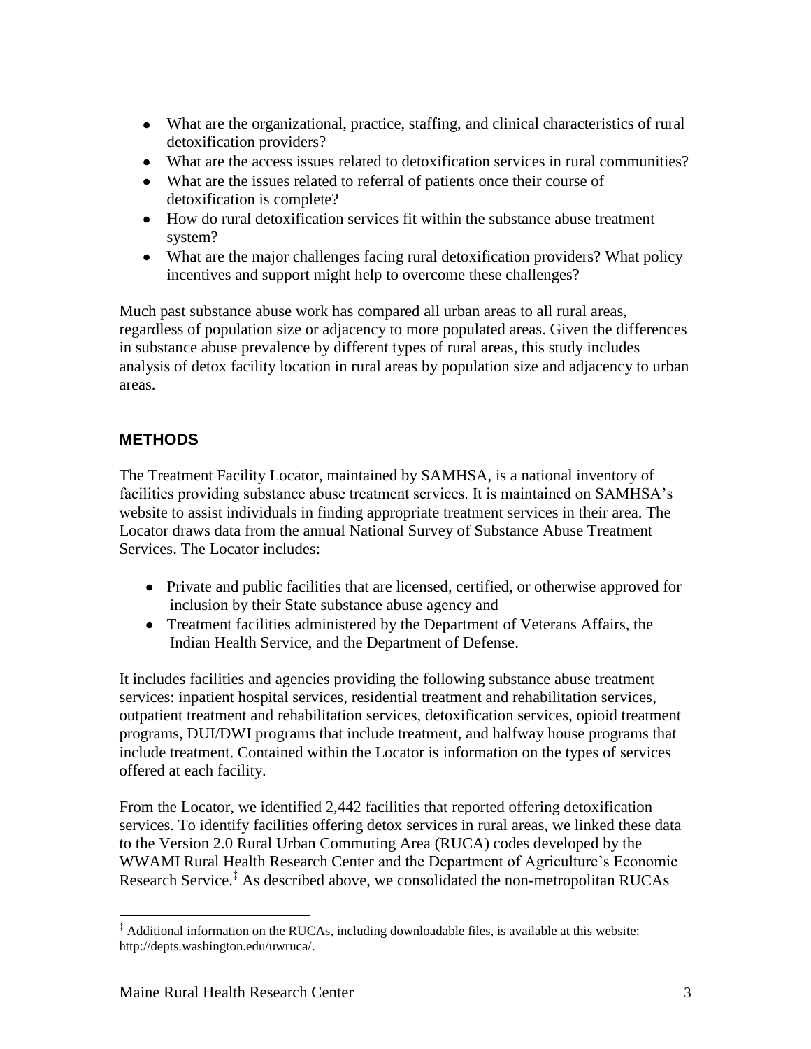- What are the organizational, practice, staffing, and clinical characteristics of rural detoxification providers?
- What are the access issues related to detoxification services in rural communities?
- What are the issues related to referral of patients once their course of detoxification is complete?
- How do rural detoxification services fit within the substance abuse treatment system?
- What are the major challenges facing rural detoxification providers? What policy incentives and support might help to overcome these challenges?

Much past substance abuse work has compared all urban areas to all rural areas, regardless of population size or adjacency to more populated areas. Given the differences in substance abuse prevalence by different types of rural areas, this study includes analysis of detox facility location in rural areas by population size and adjacency to urban areas.

## METHODS

The Treatment Facility Locator, maintained by SAMHSA, is a national inventory of facilities providing substance abuse treatment services. It is maintained on SAMHSA's website to assist individuals in finding appropriate treatment services in their area. The Locator draws data from the annual National Survey of Substance Abuse Treatment Services. The Locator includes:

- Private and public facilities that are licensed, certified, or otherwise approved for inclusion by their State substance abuse agency and
- Treatment facilities administered by the Department of Veterans Affairs, the Indian Health Service, and the Department of Defense.

It includes facilities and agencies providing the following substance abuse treatment services: inpatient hospital services, residential treatment and rehabilitation services, outpatient treatment and rehabilitation services, detoxification services, opioid treatment programs, DUI/DWI programs that include treatment, and halfway house programs that include treatment. Contained within the Locator is information on the types of services offered at each facility.

From the Locator, we identified 2,442 facilities that reported offering detoxification services. To identify facilities offering detox services in rural areas, we linked these data to the Version 2.0 Rural Urban Commuting Area (RUCA) codes developed by the WWAMI Rural Health Research Center and the Department of Agriculture's Economic Research Service.[‡] As described above, we consolidated the non-metropolitan RUCAs

[‡] Additional information on the RUCAs, including downloadable files, is available at this website: http://depts.washington.edu/uwruca/.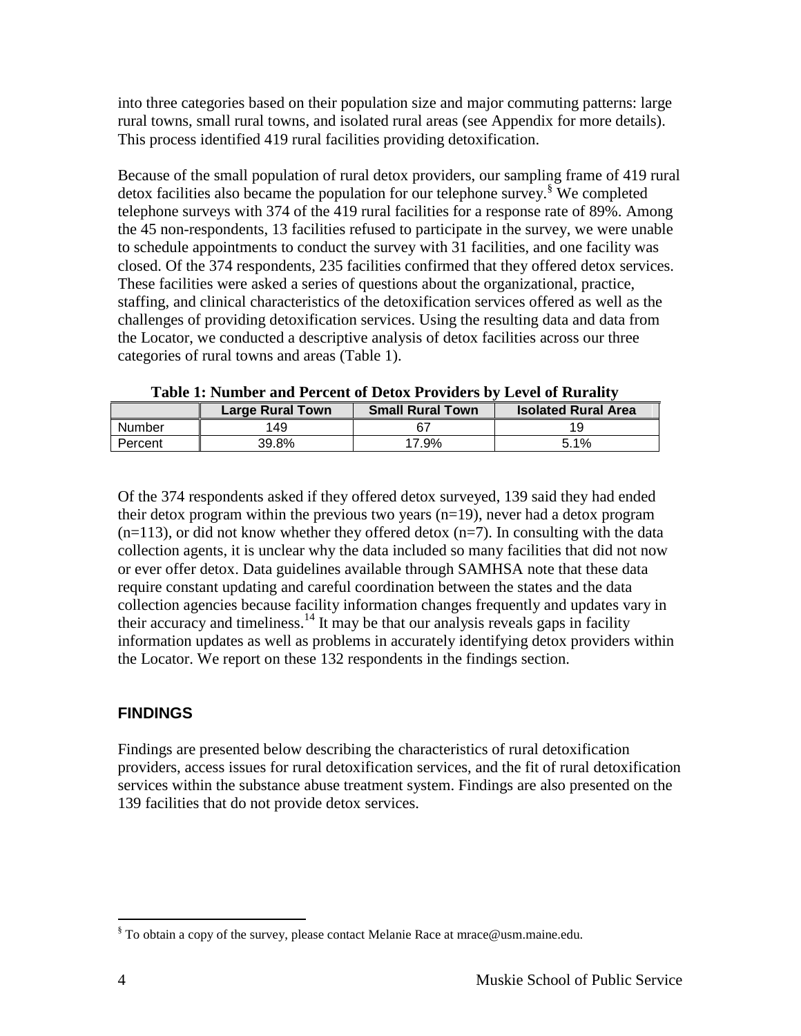into three categories based on their population size and major commuting patterns: large rural towns, small rural towns, and isolated rural areas (see Appendix for more details). This process identified 419 rural facilities providing detoxification.

Because of the small population of rural detox providers, our sampling frame of 419 rural detox facilities also became the population for our telephone survey.[§] We completed telephone surveys with 374 of the 419 rural facilities for a response rate of 89%. Among the 45 non-respondents, 13 facilities refused to participate in the survey, we were unable to schedule appointments to conduct the survey with 31 facilities, and one facility was closed. Of the 374 respondents, 235 facilities confirmed that they offered detox services. These facilities were asked a series of questions about the organizational, practice, staffing, and clinical characteristics of the detoxification services offered as well as the challenges of providing detoxification services. Using the resulting data and data from the Locator, we conducted a descriptive analysis of detox facilities across our three categories of rural towns and areas (Table 1).

**Table 1: Number and Percent of Detox Providers by Level of Rurality**

| | Large Rural Town | Small Rural Town | Isolated Rural Area |
|---|---|---|---|
| Number | 149 | 67 | 19 |
| Percent | 39.8% | 17.9% | 5.1% |

Of the 374 respondents asked if they offered detox surveyed, 139 said they had ended their detox program within the previous two years (n=19), never had a detox program (n=113), or did not know whether they offered detox (n=7). In consulting with the data collection agents, it is unclear why the data included so many facilities that did not now or ever offer detox. Data guidelines available through SAMHSA note that these data require constant updating and careful coordination between the states and the data collection agencies because facility information changes frequently and updates vary in their accuracy and timeliness.[14] It may be that our analysis reveals gaps in facility information updates as well as problems in accurately identifying detox providers within the Locator. We report on these 132 respondents in the findings section.

## FINDINGS

Findings are presented below describing the characteristics of rural detoxification providers, access issues for rural detoxification services, and the fit of rural detoxification services within the substance abuse treatment system. Findings are also presented on the 139 facilities that do not provide detox services.

---

[§] To obtain a copy of the survey, please contact Melanie Race at mrace@usm.maine.edu.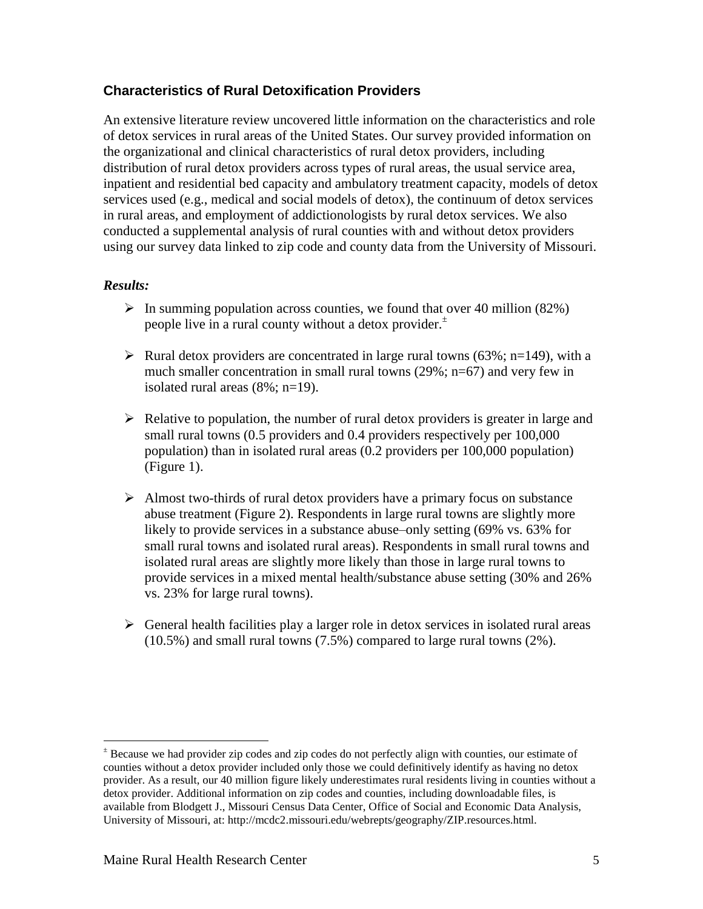## Characteristics of Rural Detoxification Providers

An extensive literature review uncovered little information on the characteristics and role of detox services in rural areas of the United States. Our survey provided information on the organizational and clinical characteristics of rural detox providers, including distribution of rural detox providers across types of rural areas, the usual service area, inpatient and residential bed capacity and ambulatory treatment capacity, models of detox services used (e.g., medical and social models of detox), the continuum of detox services in rural areas, and employment of addictionologists by rural detox services. We also conducted a supplemental analysis of rural counties with and without detox providers using our survey data linked to zip code and county data from the University of Missouri.

***Results:***

- In summing population across counties, we found that over 40 million (82%) people live in a rural county without a detox provider.[±]
- Rural detox providers are concentrated in large rural towns (63%; n=149), with a much smaller concentration in small rural towns (29%; n=67) and very few in isolated rural areas (8%; n=19).
- Relative to population, the number of rural detox providers is greater in large and small rural towns (0.5 providers and 0.4 providers respectively per 100,000 population) than in isolated rural areas (0.2 providers per 100,000 population) (Figure 1).
- Almost two-thirds of rural detox providers have a primary focus on substance abuse treatment (Figure 2). Respondents in large rural towns are slightly more likely to provide services in a substance abuse–only setting (69% vs. 63% for small rural towns and isolated rural areas). Respondents in small rural towns and isolated rural areas are slightly more likely than those in large rural towns to provide services in a mixed mental health/substance abuse setting (30% and 26% vs. 23% for large rural towns).
- General health facilities play a larger role in detox services in isolated rural areas (10.5%) and small rural towns (7.5%) compared to large rural towns (2%).

---

[±] Because we had provider zip codes and zip codes do not perfectly align with counties, our estimate of counties without a detox provider included only those we could definitively identify as having no detox provider. As a result, our 40 million figure likely underestimates rural residents living in counties without a detox provider. Additional information on zip codes and counties, including downloadable files, is available from Blodgett J., Missouri Census Data Center, Office of Social and Economic Data Analysis, University of Missouri, at: http://mcdc2.missouri.edu/webrepts/geography/ZIP.resources.html.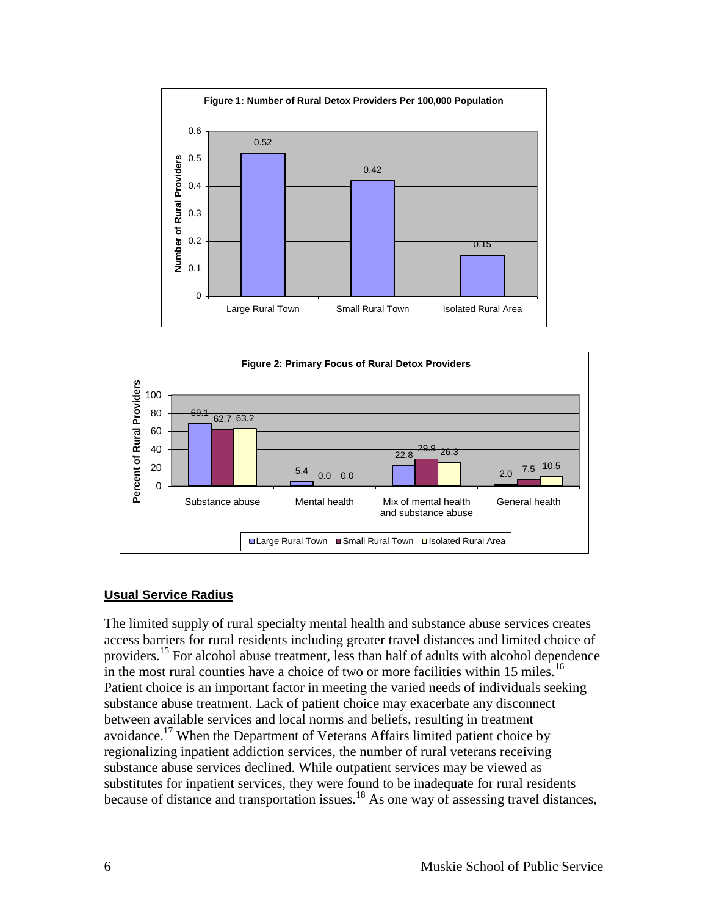**Figure 1: Number of Rural Detox Providers Per 100,000 Population**

| | Number of Rural Providers |
|---|---|
| Large Rural Town | 0.52 |
| Small Rural Town | 0.42 |
| Isolated Rural Area | 0.15 |

**Figure 2: Primary Focus of Rural Detox Providers**

| Percent of Rural Providers | Large Rural Town | Small Rural Town | Isolated Rural Area |
|---|---|---|---|
| Substance abuse | 69.1 | 62.7 | 63.2 |
| Mental health | 5.4 | 0.0 | 0.0 |
| Mix of mental health and substance abuse | 22.8 | 29.9 | 26.3 |
| General health | 2.0 | 7.5 | 10.5 |

## Usual Service Radius

The limited supply of rural specialty mental health and substance abuse services creates access barriers for rural residents including greater travel distances and limited choice of providers.[15] For alcohol abuse treatment, less than half of adults with alcohol dependence in the most rural counties have a choice of two or more facilities within 15 miles.[16] Patient choice is an important factor in meeting the varied needs of individuals seeking substance abuse treatment. Lack of patient choice may exacerbate any disconnect between available services and local norms and beliefs, resulting in treatment avoidance.[17] When the Department of Veterans Affairs limited patient choice by regionalizing inpatient addiction services, the number of rural veterans receiving substance abuse services declined. While outpatient services may be viewed as substitutes for inpatient services, they were found to be inadequate for rural residents because of distance and transportation issues.[18] As one way of assessing travel distances,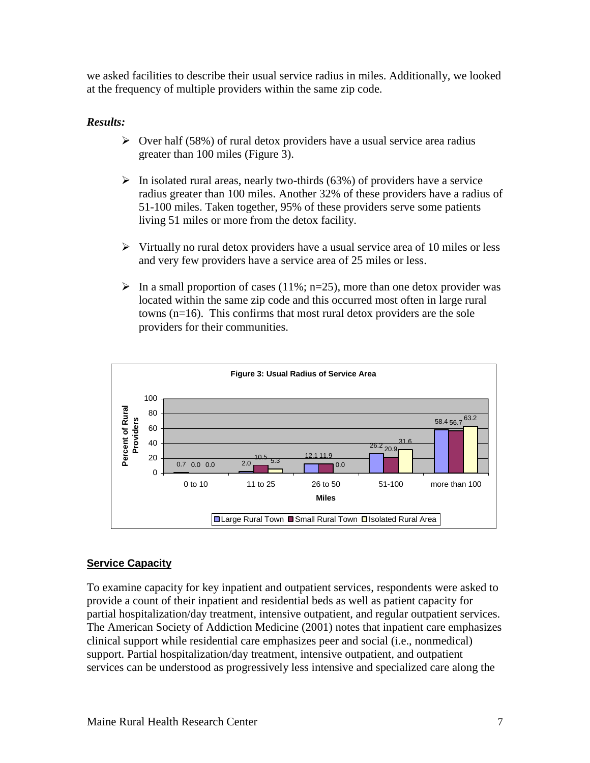we asked facilities to describe their usual service radius in miles. Additionally, we looked at the frequency of multiple providers within the same zip code.

***Results:***

- Over half (58%) of rural detox providers have a usual service area radius greater than 100 miles (Figure 3).
- In isolated rural areas, nearly two-thirds (63%) of providers have a service radius greater than 100 miles. Another 32% of these providers have a radius of 51-100 miles. Taken together, 95% of these providers serve some patients living 51 miles or more from the detox facility.
- Virtually no rural detox providers have a usual service area of 10 miles or less and very few providers have a service area of 25 miles or less.
- In a small proportion of cases (11%; n=25), more than one detox provider was located within the same zip code and this occurred most often in large rural towns (n=16). This confirms that most rural detox providers are the sole providers for their communities.

**Figure 3: Usual Radius of Service Area**

| Miles | Large Rural Town | Small Rural Town | Isolated Rural Area |
|---|---|---|---|
| 0 to 10 | 0.7 | 0.0 | 0.0 |
| 11 to 25 | 2.0 | 10.5 | 5.3 |
| 26 to 50 | 12.1 | 11.9 | 0.0 |
| 51-100 | 26.2 | 20.9 | 31.6 |
| more than 100 | 58.4 | 56.7 | 63.2 |

(Y-axis: Percent of Rural Providers)

## **Service Capacity**

To examine capacity for key inpatient and outpatient services, respondents were asked to provide a count of their inpatient and residential beds as well as patient capacity for partial hospitalization/day treatment, intensive outpatient, and regular outpatient services. The American Society of Addiction Medicine (2001) notes that inpatient care emphasizes clinical support while residential care emphasizes peer and social (i.e., nonmedical) support. Partial hospitalization/day treatment, intensive outpatient, and outpatient services can be understood as progressively less intensive and specialized care along the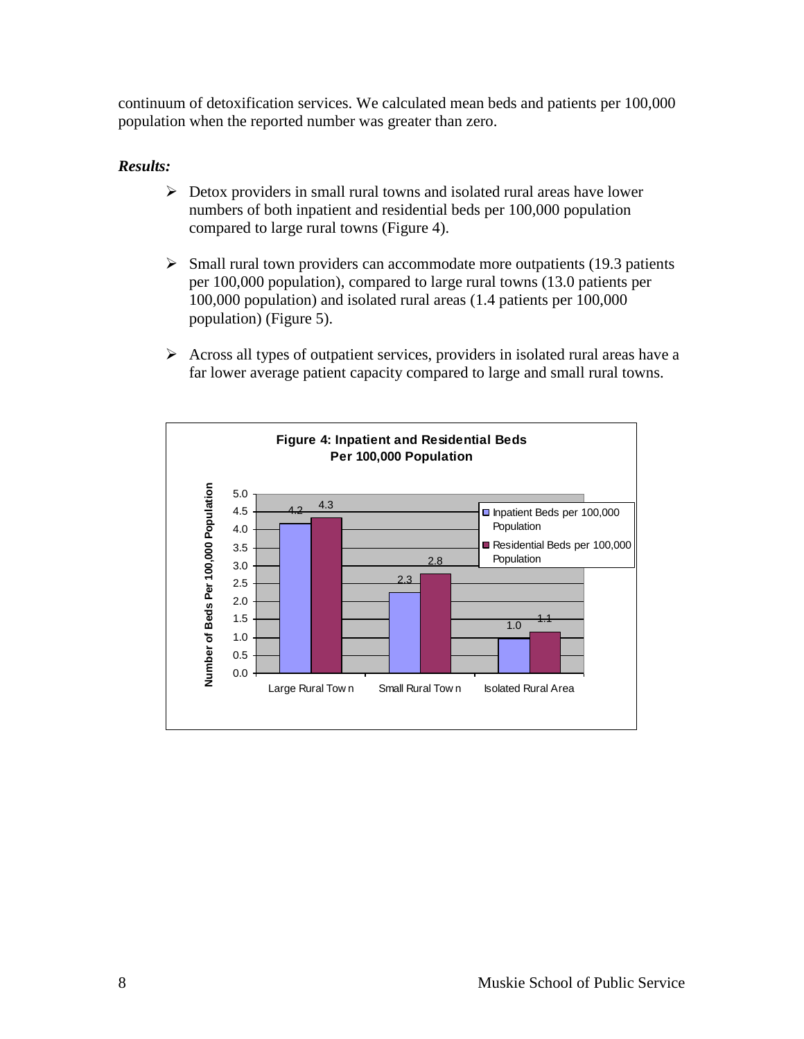continuum of detoxification services. We calculated mean beds and patients per 100,000 population when the reported number was greater than zero.

***Results:***

- Detox providers in small rural towns and isolated rural areas have lower numbers of both inpatient and residential beds per 100,000 population compared to large rural towns (Figure 4).
- Small rural town providers can accommodate more outpatients (19.3 patients per 100,000 population), compared to large rural towns (13.0 patients per 100,000 population) and isolated rural areas (1.4 patients per 100,000 population) (Figure 5).
- Across all types of outpatient services, providers in isolated rural areas have a far lower average patient capacity compared to large and small rural towns.

**Figure 4: Inpatient and Residential Beds Per 100,000 Population**

| | Inpatient Beds per 100,000 Population | Residential Beds per 100,000 Population |
|---|---|---|
| Large Rural Town | 4.2 | 4.3 |
| Small Rural Town | 2.3 | 2.8 |
| Isolated Rural Area | 1.0 | 1.1 |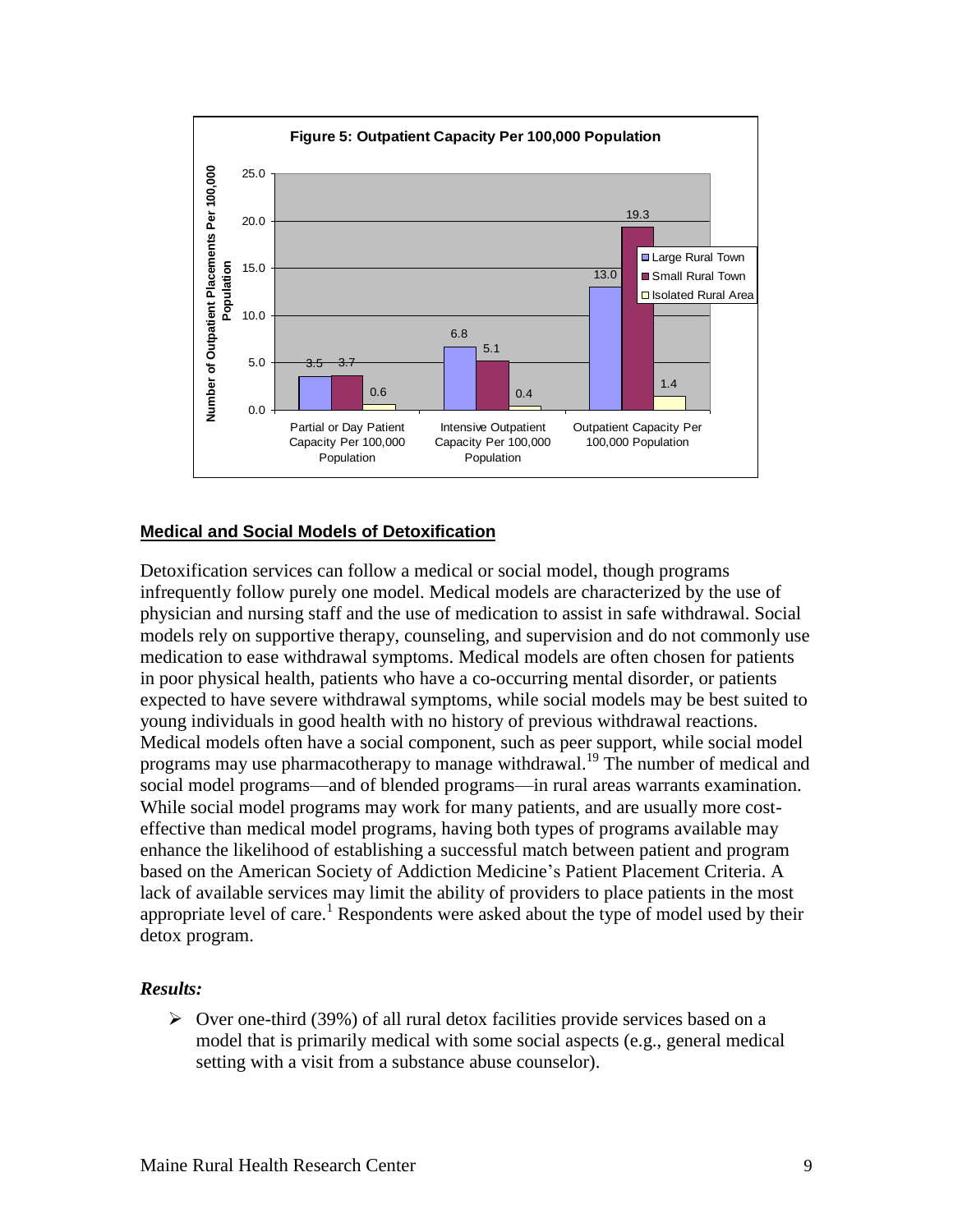**Figure 5: Outpatient Capacity Per 100,000 Population**

| | Large Rural Town | Small Rural Town | Isolated Rural Area |
|---|---|---|---|
| Partial or Day Patient Capacity Per 100,000 Population | 3.5 | 3.7 | 0.6 |
| Intensive Outpatient Capacity Per 100,000 Population | 6.8 | 5.1 | 0.4 |
| Outpatient Capacity Per 100,000 Population | 13.0 | 19.3 | 1.4 |

## Medical and Social Models of Detoxification

Detoxification services can follow a medical or social model, though programs infrequently follow purely one model. Medical models are characterized by the use of physician and nursing staff and the use of medication to assist in safe withdrawal. Social models rely on supportive therapy, counseling, and supervision and do not commonly use medication to ease withdrawal symptoms. Medical models are often chosen for patients in poor physical health, patients who have a co-occurring mental disorder, or patients expected to have severe withdrawal symptoms, while social models may be best suited to young individuals in good health with no history of previous withdrawal reactions. Medical models often have a social component, such as peer support, while social model programs may use pharmacotherapy to manage withdrawal.[19] The number of medical and social model programs—and of blended programs—in rural areas warrants examination. While social model programs may work for many patients, and are usually more cost-effective than medical model programs, having both types of programs available may enhance the likelihood of establishing a successful match between patient and program based on the American Society of Addiction Medicine's Patient Placement Criteria. A lack of available services may limit the ability of providers to place patients in the most appropriate level of care.[1] Respondents were asked about the type of model used by their detox program.

### *Results:*

- Over one-third (39%) of all rural detox facilities provide services based on a model that is primarily medical with some social aspects (e.g., general medical setting with a visit from a substance abuse counselor).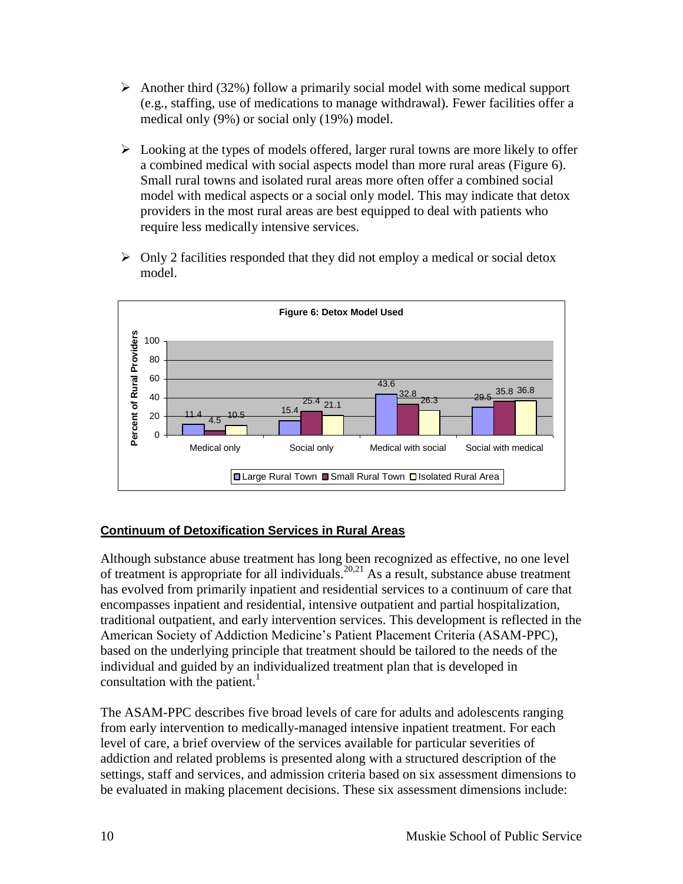- Another third (32%) follow a primarily social model with some medical support (e.g., staffing, use of medications to manage withdrawal). Fewer facilities offer a medical only (9%) or social only (19%) model.

- Looking at the types of models offered, larger rural towns are more likely to offer a combined medical with social aspects model than more rural areas (Figure 6). Small rural towns and isolated rural areas more often offer a combined social model with medical aspects or a social only model. This may indicate that detox providers in the most rural areas are best equipped to deal with patients who require less medically intensive services.

- Only 2 facilities responded that they did not employ a medical or social detox model.

**Figure 6: Detox Model Used**

| Percent of Rural Providers | Large Rural Town | Small Rural Town | Isolated Rural Area |
|---|---|---|---|
| Medical only | 11.4 | 4.5 | 10.5 |
| Social only | 15.4 | 25.4 | 21.1 |
| Medical with social | 43.6 | 32.8 | 26.3 |
| Social with medical | 29.5 | 35.8 | 36.8 |

## Continuum of Detoxification Services in Rural Areas

Although substance abuse treatment has long been recognized as effective, no one level of treatment is appropriate for all individuals.[20,21] As a result, substance abuse treatment has evolved from primarily inpatient and residential services to a continuum of care that encompasses inpatient and residential, intensive outpatient and partial hospitalization, traditional outpatient, and early intervention services. This development is reflected in the American Society of Addiction Medicine's Patient Placement Criteria (ASAM-PPC), based on the underlying principle that treatment should be tailored to the needs of the individual and guided by an individualized treatment plan that is developed in consultation with the patient.[1]

The ASAM-PPC describes five broad levels of care for adults and adolescents ranging from early intervention to medically-managed intensive inpatient treatment. For each level of care, a brief overview of the services available for particular severities of addiction and related problems is presented along with a structured description of the settings, staff and services, and admission criteria based on six assessment dimensions to be evaluated in making placement decisions. These six assessment dimensions include: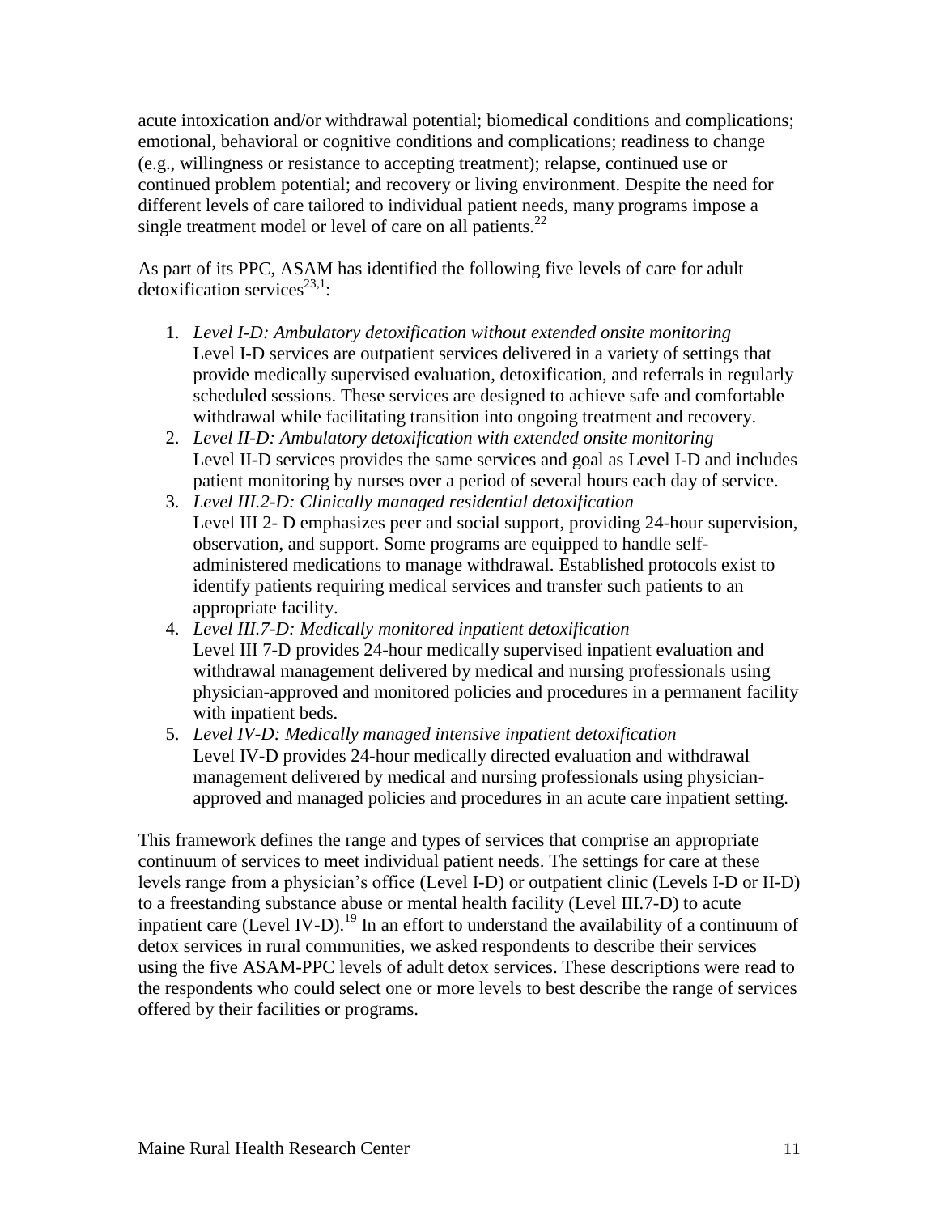acute intoxication and/or withdrawal potential; biomedical conditions and complications; emotional, behavioral or cognitive conditions and complications; readiness to change (e.g., willingness or resistance to accepting treatment); relapse, continued use or continued problem potential; and recovery or living environment. Despite the need for different levels of care tailored to individual patient needs, many programs impose a single treatment model or level of care on all patients.[22]

As part of its PPC, ASAM has identified the following five levels of care for adult detoxification services[23,1]:

1. *Level I-D: Ambulatory detoxification without extended onsite monitoring*
   Level I-D services are outpatient services delivered in a variety of settings that provide medically supervised evaluation, detoxification, and referrals in regularly scheduled sessions. These services are designed to achieve safe and comfortable withdrawal while facilitating transition into ongoing treatment and recovery.
2. *Level II-D: Ambulatory detoxification with extended onsite monitoring*
   Level II-D services provides the same services and goal as Level I-D and includes patient monitoring by nurses over a period of several hours each day of service.
3. *Level III.2-D: Clinically managed residential detoxification*
   Level III 2- D emphasizes peer and social support, providing 24-hour supervision, observation, and support. Some programs are equipped to handle self-administered medications to manage withdrawal. Established protocols exist to identify patients requiring medical services and transfer such patients to an appropriate facility.
4. *Level III.7-D: Medically monitored inpatient detoxification*
   Level III 7-D provides 24-hour medically supervised inpatient evaluation and withdrawal management delivered by medical and nursing professionals using physician-approved and monitored policies and procedures in a permanent facility with inpatient beds.
5. *Level IV-D: Medically managed intensive inpatient detoxification*
   Level IV-D provides 24-hour medically directed evaluation and withdrawal management delivered by medical and nursing professionals using physician-approved and managed policies and procedures in an acute care inpatient setting.

This framework defines the range and types of services that comprise an appropriate continuum of services to meet individual patient needs. The settings for care at these levels range from a physician's office (Level I-D) or outpatient clinic (Levels I-D or II-D) to a freestanding substance abuse or mental health facility (Level III.7-D) to acute inpatient care (Level IV-D).[19] In an effort to understand the availability of a continuum of detox services in rural communities, we asked respondents to describe their services using the five ASAM-PPC levels of adult detox services. These descriptions were read to the respondents who could select one or more levels to best describe the range of services offered by their facilities or programs.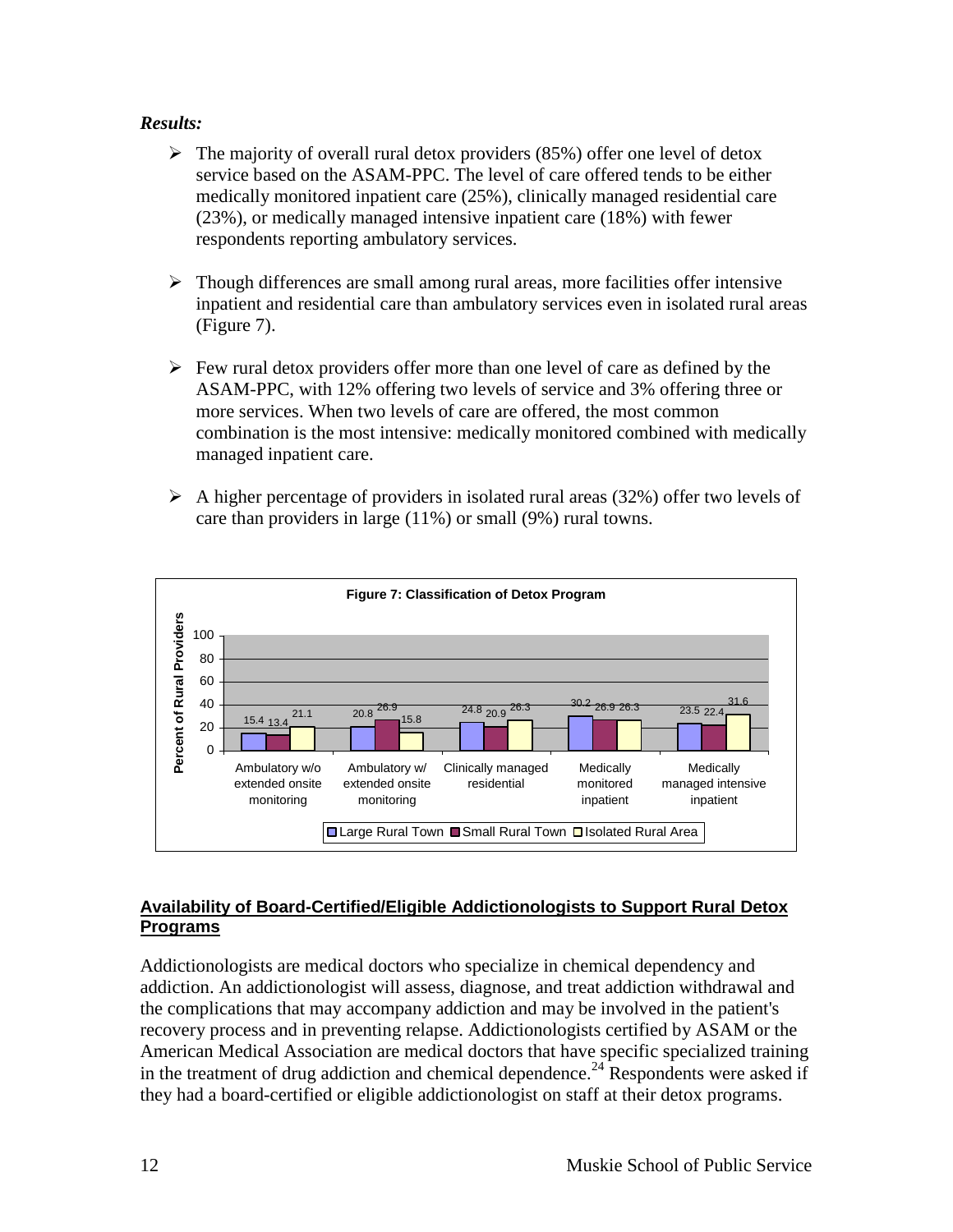*Results:*

- The majority of overall rural detox providers (85%) offer one level of detox service based on the ASAM-PPC. The level of care offered tends to be either medically monitored inpatient care (25%), clinically managed residential care (23%), or medically managed intensive inpatient care (18%) with fewer respondents reporting ambulatory services.

- Though differences are small among rural areas, more facilities offer intensive inpatient and residential care than ambulatory services even in isolated rural areas (Figure 7).

- Few rural detox providers offer more than one level of care as defined by the ASAM-PPC, with 12% offering two levels of service and 3% offering three or more services. When two levels of care are offered, the most common combination is the most intensive: medically monitored combined with medically managed inpatient care.

- A higher percentage of providers in isolated rural areas (32%) offer two levels of care than providers in large (11%) or small (9%) rural towns.

**Figure 7: Classification of Detox Program**

| Percent of Rural Providers | Large Rural Town | Small Rural Town | Isolated Rural Area |
|---|---|---|---|
| Ambulatory w/o extended onsite monitoring | 15.4 | 13.4 | 21.1 |
| Ambulatory w/ extended onsite monitoring | 20.8 | 26.9 | 15.8 |
| Clinically managed residential | 24.8 | 20.9 | 26.3 |
| Medically monitored inpatient | 30.2 | 26.9 | 26.3 |
| Medically managed intensive inpatient | 23.5 | 22.4 | 31.6 |

## Availability of Board-Certified/Eligible Addictionologists to Support Rural Detox Programs

Addictionologists are medical doctors who specialize in chemical dependency and addiction. An addictionologist will assess, diagnose, and treat addiction withdrawal and the complications that may accompany addiction and may be involved in the patient's recovery process and in preventing relapse. Addictionologists certified by ASAM or the American Medical Association are medical doctors that have specific specialized training in the treatment of drug addiction and chemical dependence.[24] Respondents were asked if they had a board-certified or eligible addictionologist on staff at their detox programs.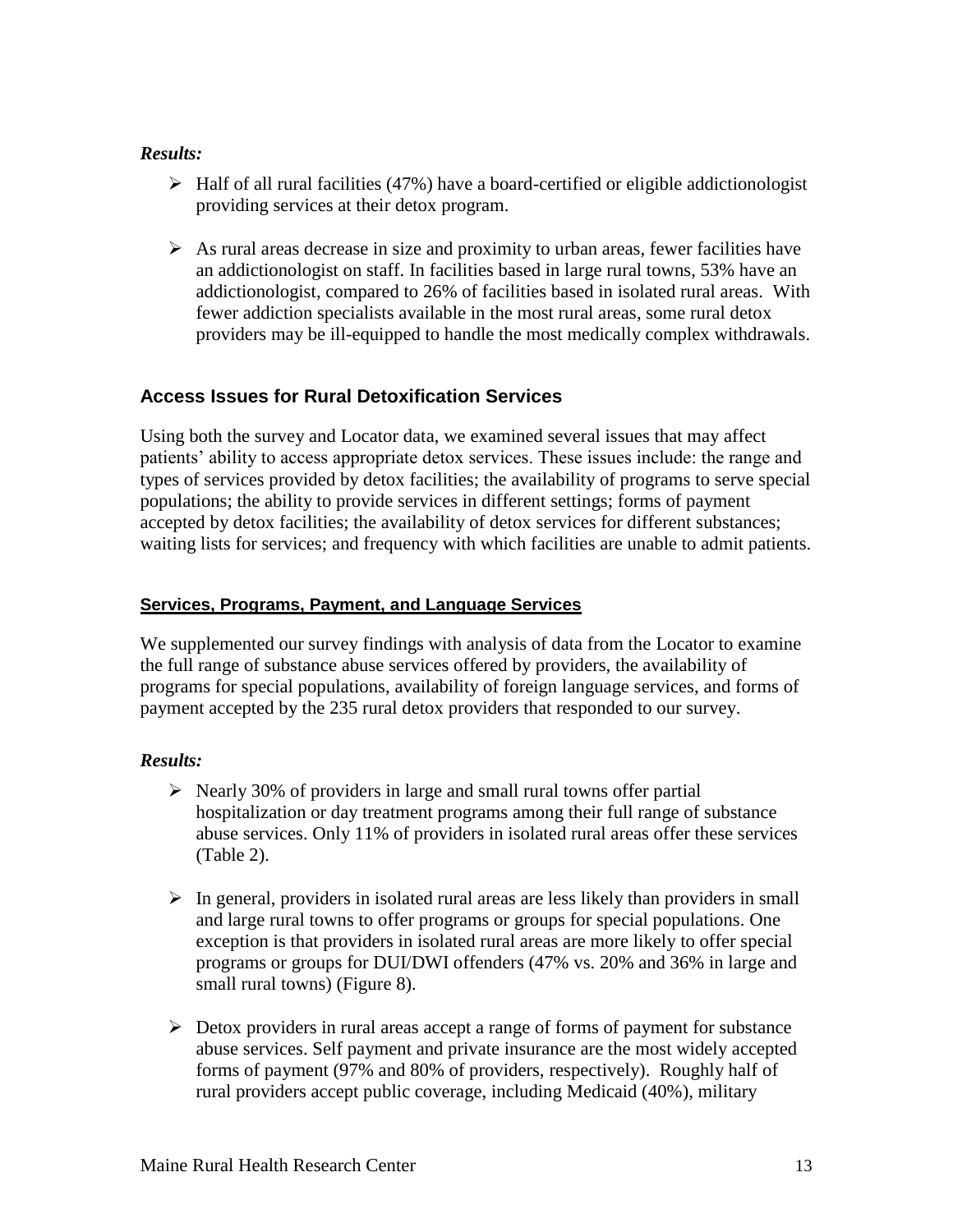*Results:*

- Half of all rural facilities (47%) have a board-certified or eligible addictionologist providing services at their detox program.

- As rural areas decrease in size and proximity to urban areas, fewer facilities have an addictionologist on staff. In facilities based in large rural towns, 53% have an addictionologist, compared to 26% of facilities based in isolated rural areas. With fewer addiction specialists available in the most rural areas, some rural detox providers may be ill-equipped to handle the most medically complex withdrawals.

## Access Issues for Rural Detoxification Services

Using both the survey and Locator data, we examined several issues that may affect patients' ability to access appropriate detox services. These issues include: the range and types of services provided by detox facilities; the availability of programs to serve special populations; the ability to provide services in different settings; forms of payment accepted by detox facilities; the availability of detox services for different substances; waiting lists for services; and frequency with which facilities are unable to admit patients.

### Services, Programs, Payment, and Language Services

We supplemented our survey findings with analysis of data from the Locator to examine the full range of substance abuse services offered by providers, the availability of programs for special populations, availability of foreign language services, and forms of payment accepted by the 235 rural detox providers that responded to our survey.

*Results:*

- Nearly 30% of providers in large and small rural towns offer partial hospitalization or day treatment programs among their full range of substance abuse services. Only 11% of providers in isolated rural areas offer these services (Table 2).

- In general, providers in isolated rural areas are less likely than providers in small and large rural towns to offer programs or groups for special populations. One exception is that providers in isolated rural areas are more likely to offer special programs or groups for DUI/DWI offenders (47% vs. 20% and 36% in large and small rural towns) (Figure 8).

- Detox providers in rural areas accept a range of forms of payment for substance abuse services. Self payment and private insurance are the most widely accepted forms of payment (97% and 80% of providers, respectively). Roughly half of rural providers accept public coverage, including Medicaid (40%), military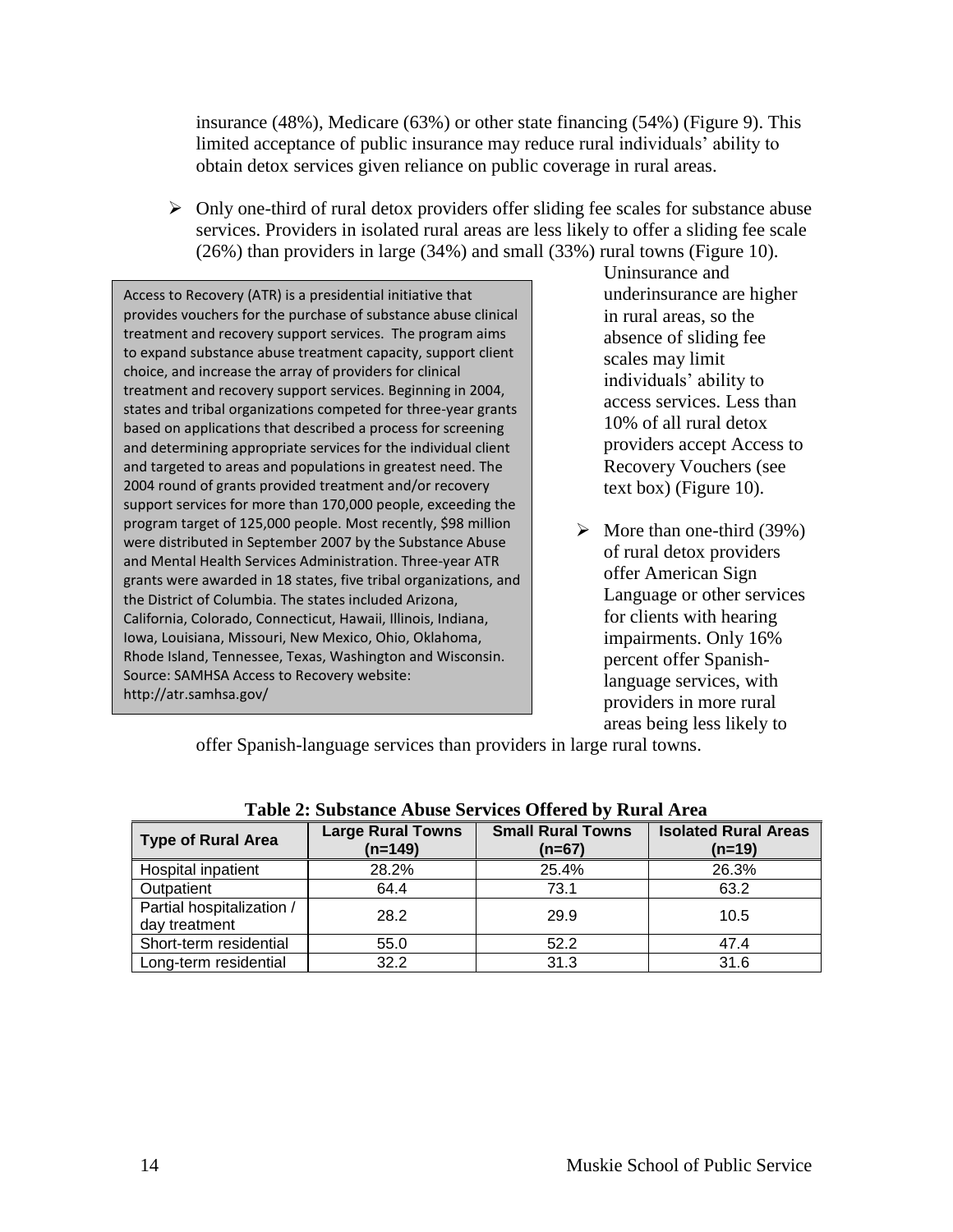insurance (48%), Medicare (63%) or other state financing (54%) (Figure 9). This limited acceptance of public insurance may reduce rural individuals' ability to obtain detox services given reliance on public coverage in rural areas.

- Only one-third of rural detox providers offer sliding fee scales for substance abuse services. Providers in isolated rural areas are less likely to offer a sliding fee scale (26%) than providers in large (34%) and small (33%) rural towns (Figure 10). Uninsurance and underinsurance are higher in rural areas, so the absence of sliding fee scales may limit individuals' ability to access services. Less than 10% of all rural detox providers accept Access to Recovery Vouchers (see text box) (Figure 10).

> Access to Recovery (ATR) is a presidential initiative that provides vouchers for the purchase of substance abuse clinical treatment and recovery support services. The program aims to expand substance abuse treatment capacity, support client choice, and increase the array of providers for clinical treatment and recovery support services. Beginning in 2004, states and tribal organizations competed for three-year grants based on applications that described a process for screening and determining appropriate services for the individual client and targeted to areas and populations in greatest need. The 2004 round of grants provided treatment and/or recovery support services for more than 170,000 people, exceeding the program target of 125,000 people. Most recently, $98 million were distributed in September 2007 by the Substance Abuse and Mental Health Services Administration. Three-year ATR grants were awarded in 18 states, five tribal organizations, and the District of Columbia. The states included Arizona, California, Colorado, Connecticut, Hawaii, Illinois, Indiana, Iowa, Louisiana, Missouri, New Mexico, Ohio, Oklahoma, Rhode Island, Tennessee, Texas, Washington and Wisconsin. Source: SAMHSA Access to Recovery website: http://atr.samhsa.gov/

- More than one-third (39%) of rural detox providers offer American Sign Language or other services for clients with hearing impairments. Only 16% percent offer Spanish-language services, with providers in more rural areas being less likely to offer Spanish-language services than providers in large rural towns.

**Table 2: Substance Abuse Services Offered by Rural Area**

| Type of Rural Area | Large Rural Towns (n=149) | Small Rural Towns (n=67) | Isolated Rural Areas (n=19) |
|---|---|---|---|
| Hospital inpatient | 28.2% | 25.4% | 26.3% |
| Outpatient | 64.4 | 73.1 | 63.2 |
| Partial hospitalization / day treatment | 28.2 | 29.9 | 10.5 |
| Short-term residential | 55.0 | 52.2 | 47.4 |
| Long-term residential | 32.2 | 31.3 | 31.6 |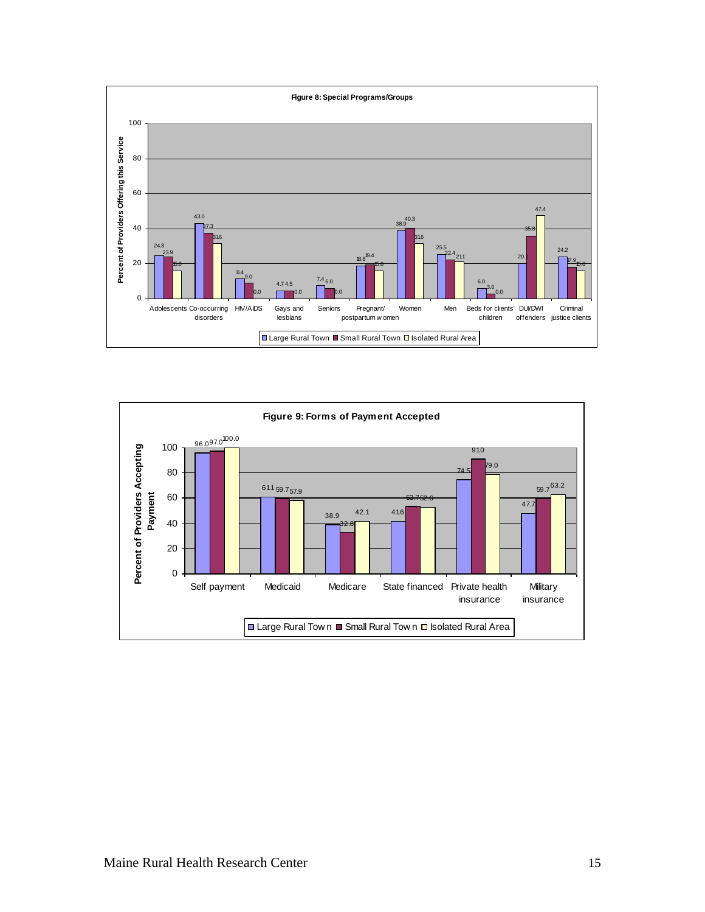**Figure 8: Special Programs/Groups**

Percent of Providers Offering this Service

| | Large Rural Town | Small Rural Town | Isolated Rural Area |
|---|---|---|---|
| Adolescents | 24.8 | 23.9 | 15.8 |
| Co-occurring disorders | 43.0 | 37.3 | 31.6 |
| HIV/AIDS | 11.4 | 9.0 | 0.0 |
| Gays and lesbians | 4.7 | 4.5 | 0.0 |
| Seniors | 7.4 | 6.0 | 0.0 |
| Pregnant/ postpartum women | 18.8 | 19.4 | 15.8 |
| Women | 38.9 | 40.3 | 31.6 |
| Men | 25.5 | 22.4 | 21.1 |
| Beds for clients' children | 6.0 | 3.0 | 0.0 |
| DUI/DWI offenders | 20.1 | 35.8 | 47.4 |
| Criminal justice clients | 24.2 | 17.9 | 15.8 |

**Figure 9: Forms of Payment Accepted**

Percent of Providers Accepting Payment

| | Large Rural Town | Small Rural Town | Isolated Rural Area |
|---|---|---|---|
| Self payment | 96.0 | 97.0 | 100.0 |
| Medicaid | 61.1 | 59.7 | 57.9 |
| Medicare | 38.9 | 32.8 | 42.1 |
| State financed | 41.6 | 53.7 | 52.6 |
| Private health insurance | 74.5 | 91.0 | 79.0 |
| Military insurance | 47.7 | 59.7 | 63.2 |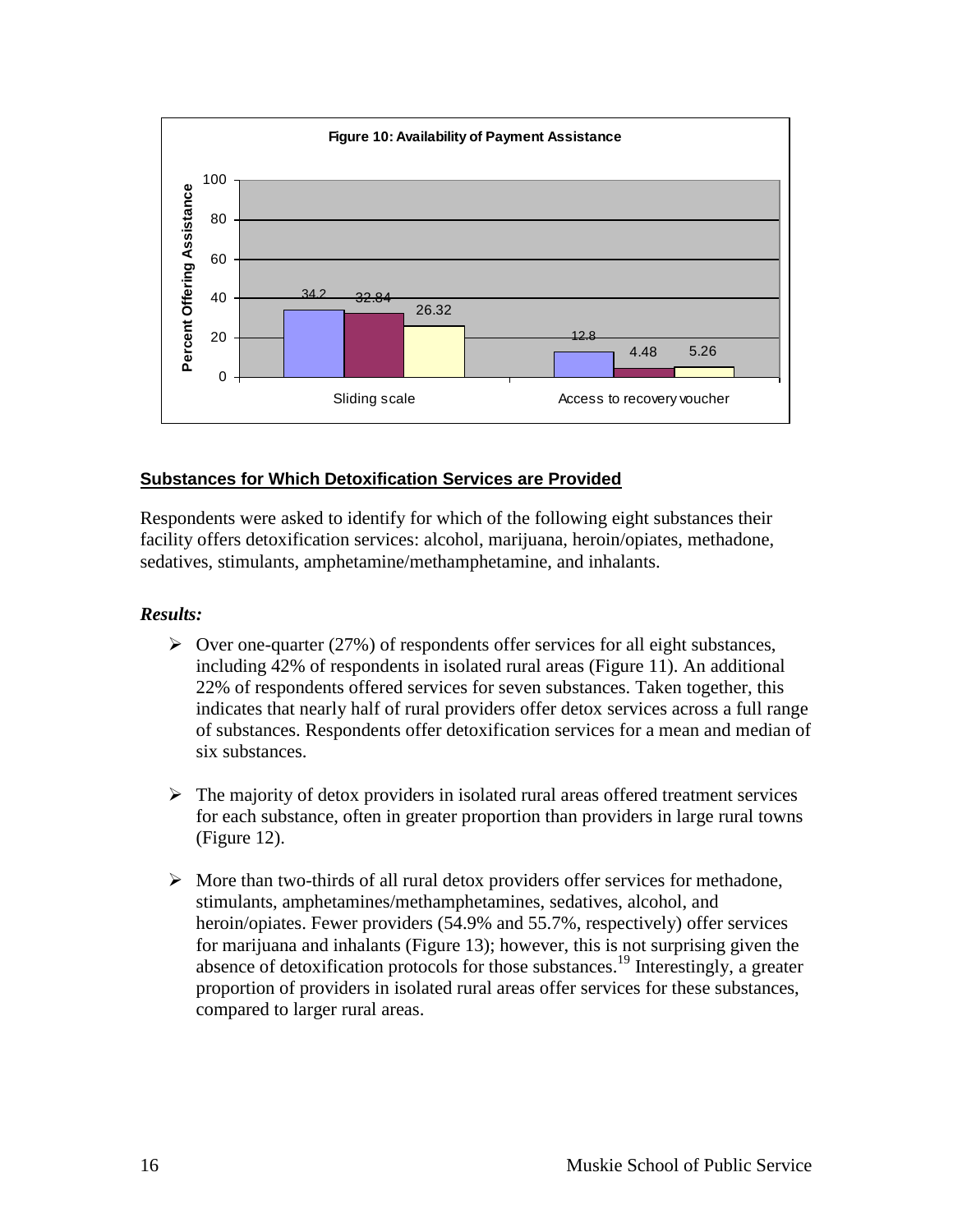**Figure 10: Availability of Payment Assistance**

| | Series 1 | Series 2 | Series 3 |
|---|---|---|---|
| Sliding scale | 34.2 | 32.84 | 26.32 |
| Access to recovery voucher | 12.8 | 4.48 | 5.26 |

## Substances for Which Detoxification Services are Provided

Respondents were asked to identify for which of the following eight substances their facility offers detoxification services: alcohol, marijuana, heroin/opiates, methadone, sedatives, stimulants, amphetamine/methamphetamine, and inhalants.

### *Results:*

- Over one-quarter (27%) of respondents offer services for all eight substances, including 42% of respondents in isolated rural areas (Figure 11). An additional 22% of respondents offered services for seven substances. Taken together, this indicates that nearly half of rural providers offer detox services across a full range of substances. Respondents offer detoxification services for a mean and median of six substances.

- The majority of detox providers in isolated rural areas offered treatment services for each substance, often in greater proportion than providers in large rural towns (Figure 12).

- More than two-thirds of all rural detox providers offer services for methadone, stimulants, amphetamines/methamphetamines, sedatives, alcohol, and heroin/opiates. Fewer providers (54.9% and 55.7%, respectively) offer services for marijuana and inhalants (Figure 13); however, this is not surprising given the absence of detoxification protocols for those substances.[19] Interestingly, a greater proportion of providers in isolated rural areas offer services for these substances, compared to larger rural areas.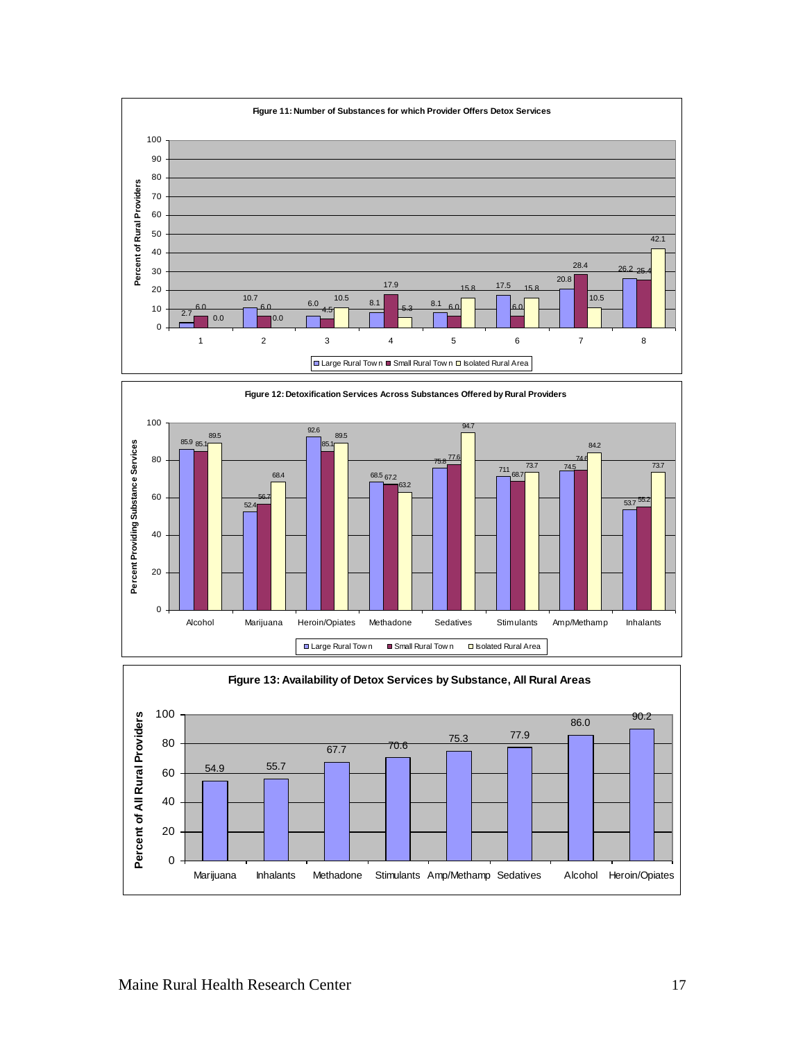**Figure 11: Number of Substances for which Provider Offers Detox Services**

| Number of Substances | Large Rural Town | Small Rural Town | Isolated Rural Area |
|---|---|---|---|
| 1 | 2.7 | 6.0 | 0.0 |
| 2 | 10.7 | 6.0 | 0.0 |
| 3 | 6.0 | 4.5 | 10.5 |
| 4 | 8.1 | 17.9 | 5.3 |
| 5 | 8.1 | 6.0 | 15.8 |
| 6 | 17.5 | 6.0 | 15.8 |
| 7 | 20.8 | 28.4 | 10.5 |
| 8 | 26.2 | 25.4 | 42.1 |

Y-axis: Percent of Rural Providers

**Figure 12: Detoxification Services Across Substances Offered by Rural Providers**

| Substance | Large Rural Town | Small Rural Town | Isolated Rural Area |
|---|---|---|---|
| Alcohol | 85.9 | 85.1 | 89.5 |
| Marijuana | 52.4 | 56.7 | 68.4 |
| Heroin/Opiates | 92.6 | 85.1 | 89.5 |
| Methadone | 68.5 | 67.2 | 63.2 |
| Sedatives | 75.8 | 77.6 | 94.7 |
| Stimulants | 711 | 68.7 | 73.7 |
| Amp/Methamp | 74.5 | 74.6 | 84.2 |
| Inhalants | 53.7 | 55.2 | 73.7 |

Y-axis: Percent Providing Substance Services

**Figure 13: Availability of Detox Services by Substance, All Rural Areas**

| Substance | Percent of All Rural Providers |
|---|---|
| Marijuana | 54.9 |
| Inhalants | 55.7 |
| Methadone | 67.7 |
| Stimulants | 70.6 |
| Amp/Methamp | 75.3 |
| Sedatives | 77.9 |
| Alcohol | 86.0 |
| Heroin/Opiates | 90.2 |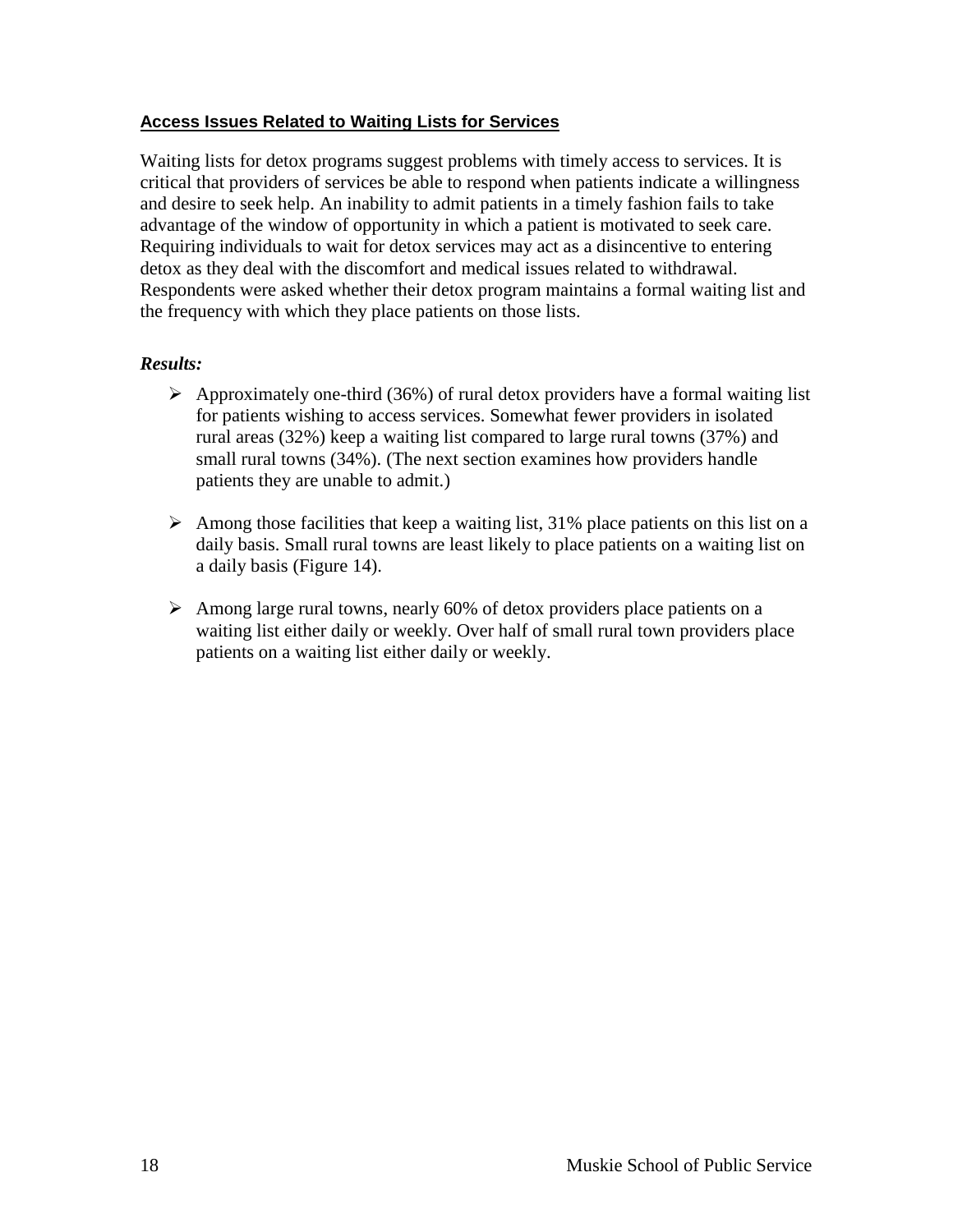### <u>Access Issues Related to Waiting Lists for Services</u>

Waiting lists for detox programs suggest problems with timely access to services. It is critical that providers of services be able to respond when patients indicate a willingness and desire to seek help. An inability to admit patients in a timely fashion fails to take advantage of the window of opportunity in which a patient is motivated to seek care. Requiring individuals to wait for detox services may act as a disincentive to entering detox as they deal with the discomfort and medical issues related to withdrawal. Respondents were asked whether their detox program maintains a formal waiting list and the frequency with which they place patients on those lists.

***Results:***

- Approximately one-third (36%) of rural detox providers have a formal waiting list for patients wishing to access services. Somewhat fewer providers in isolated rural areas (32%) keep a waiting list compared to large rural towns (37%) and small rural towns (34%). (The next section examines how providers handle patients they are unable to admit.)
- Among those facilities that keep a waiting list, 31% place patients on this list on a daily basis. Small rural towns are least likely to place patients on a waiting list on a daily basis (Figure 14).
- Among large rural towns, nearly 60% of detox providers place patients on a waiting list either daily or weekly. Over half of small rural town providers place patients on a waiting list either daily or weekly.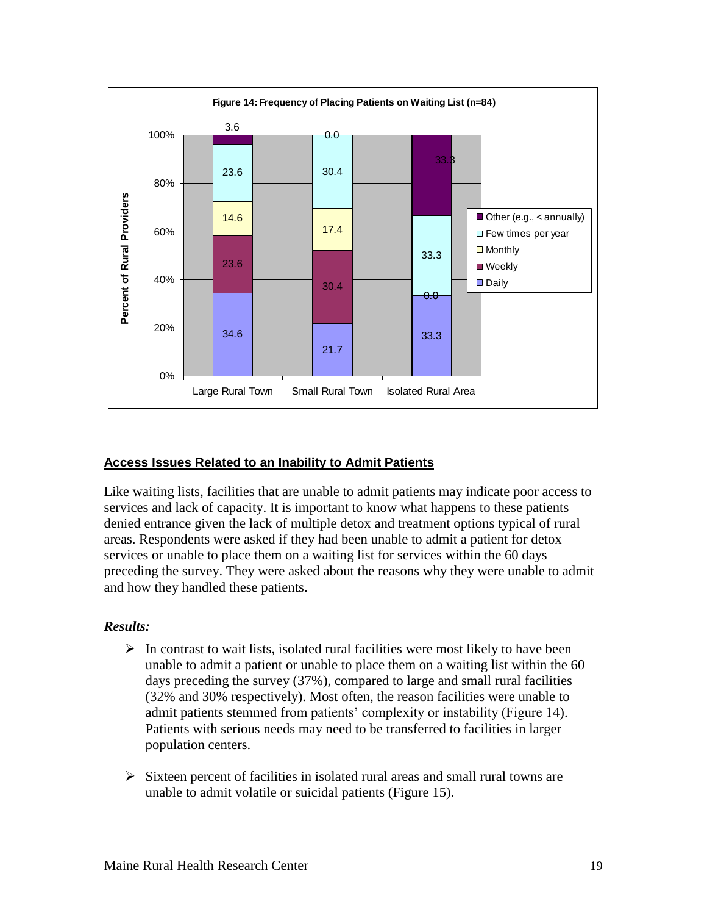**Figure 14: Frequency of Placing Patients on Waiting List (n=84)**

| | Large Rural Town | Small Rural Town | Isolated Rural Area |
|---|---|---|---|
| Daily | 34.6 | 21.7 | 33.3 |
| Weekly | 23.6 | 30.4 | 0.0 |
| Monthly | 14.6 | 17.4 | |
| Few times per year | 23.6 | 30.4 | 33.3 |
| Other (e.g., < annually) | 3.6 | 0.0 | 33.3 |

## Access Issues Related to an Inability to Admit Patients

Like waiting lists, facilities that are unable to admit patients may indicate poor access to services and lack of capacity. It is important to know what happens to these patients denied entrance given the lack of multiple detox and treatment options typical of rural areas. Respondents were asked if they had been unable to admit a patient for detox services or unable to place them on a waiting list for services within the 60 days preceding the survey. They were asked about the reasons why they were unable to admit and how they handled these patients.

### *Results:*

- In contrast to wait lists, isolated rural facilities were most likely to have been unable to admit a patient or unable to place them on a waiting list within the 60 days preceding the survey (37%), compared to large and small rural facilities (32% and 30% respectively). Most often, the reason facilities were unable to admit patients stemmed from patients' complexity or instability (Figure 14). Patients with serious needs may need to be transferred to facilities in larger population centers.

- Sixteen percent of facilities in isolated rural areas and small rural towns are unable to admit volatile or suicidal patients (Figure 15).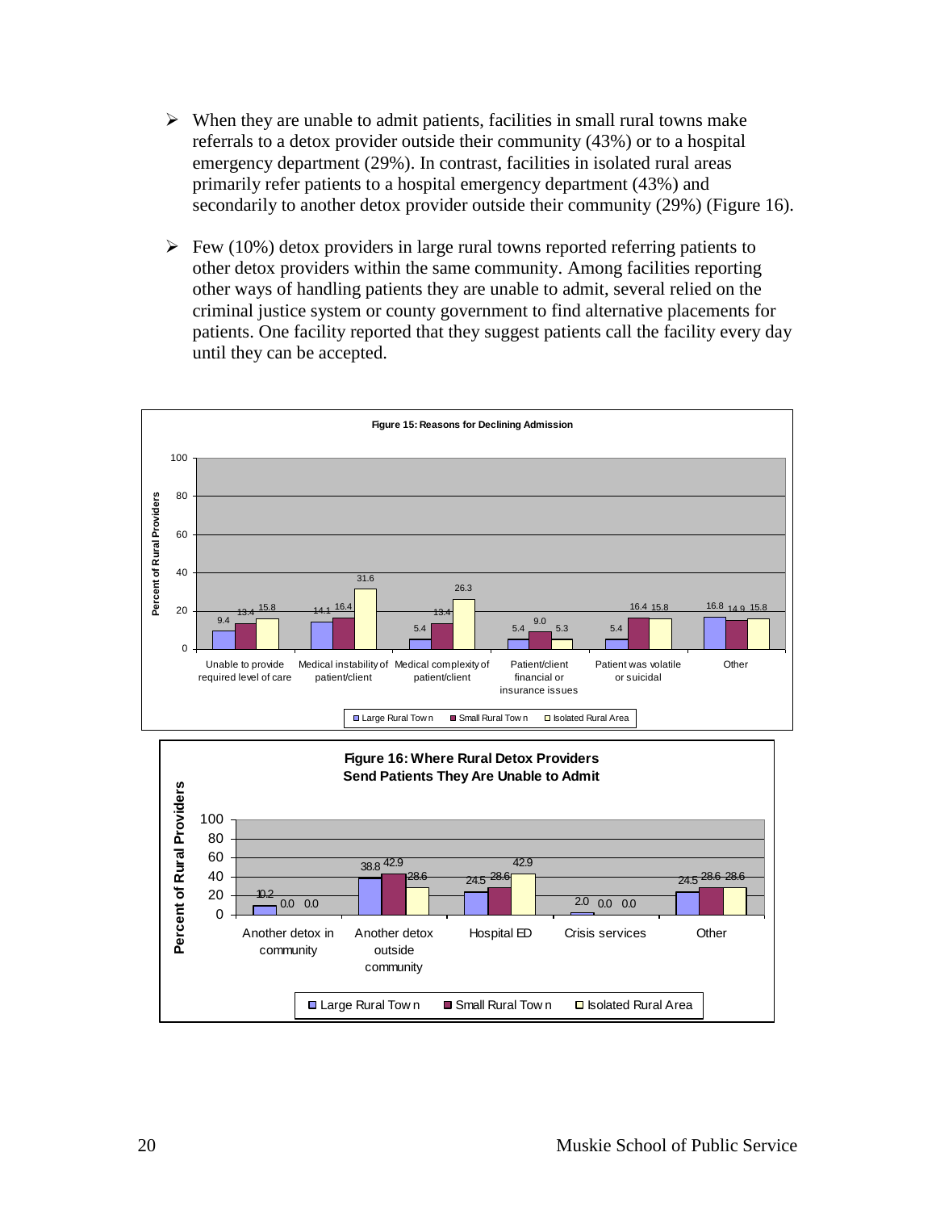- When they are unable to admit patients, facilities in small rural towns make referrals to a detox provider outside their community (43%) or to a hospital emergency department (29%). In contrast, facilities in isolated rural areas primarily refer patients to a hospital emergency department (43%) and secondarily to another detox provider outside their community (29%) (Figure 16).

- Few (10%) detox providers in large rural towns reported referring patients to other detox providers within the same community. Among facilities reporting other ways of handling patients they are unable to admit, several relied on the criminal justice system or county government to find alternative placements for patients. One facility reported that they suggest patients call the facility every day until they can be accepted.

**Figure 15: Reasons for Declining Admission**

| Reason | Large Rural Town | Small Rural Town | Isolated Rural Area |
|---|---|---|---|
| Unable to provide required level of care | 9.4 | 13.4 | 15.8 |
| Medical instability of patient/client | 14.1 | 16.4 | 31.6 |
| Medical complexity of patient/client | 5.4 | 13.4 | 26.3 |
| Patient/client financial or insurance issues | 5.4 | 9.0 | 5.3 |
| Patient was volatile or suicidal | 5.4 | 16.4 | 15.8 |
| Other | 16.8 | 14.9 | 15.8 |

*Percent of Rural Providers*

**Figure 16: Where Rural Detox Providers Send Patients They Are Unable to Admit**

| Destination | Large Rural Town | Small Rural Town | Isolated Rural Area |
|---|---|---|---|
| Another detox in community | 10.2 | 0.0 | 0.0 |
| Another detox outside community | 38.8 | 42.9 | 28.6 |
| Hospital ED | 24.5 | 28.6 | 42.9 |
| Crisis services | 2.0 | 0.0 | 0.0 |
| Other | 24.5 | 28.6 | 28.6 |

*Percent of Rural Providers*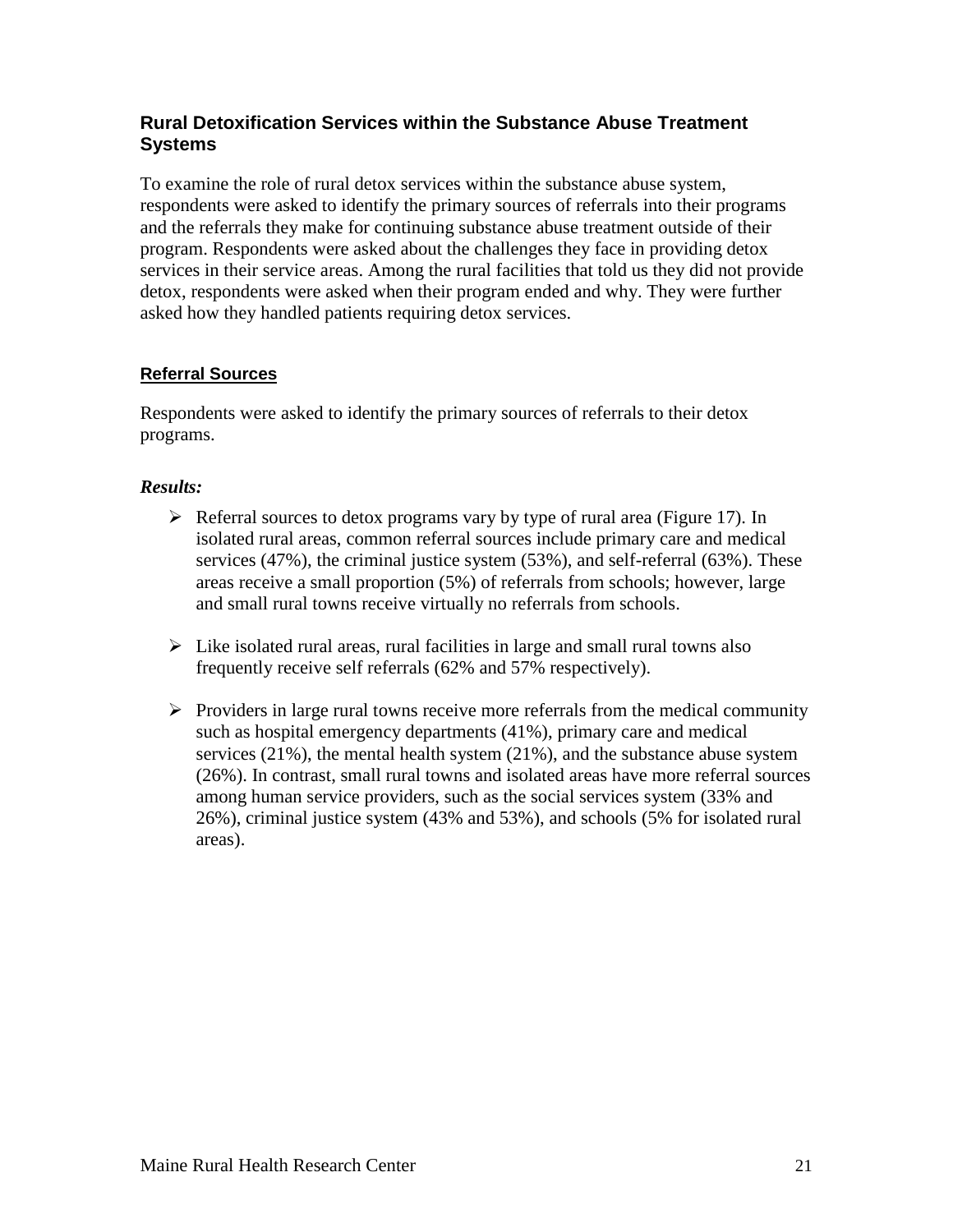## Rural Detoxification Services within the Substance Abuse Treatment Systems

To examine the role of rural detox services within the substance abuse system, respondents were asked to identify the primary sources of referrals into their programs and the referrals they make for continuing substance abuse treatment outside of their program. Respondents were asked about the challenges they face in providing detox services in their service areas. Among the rural facilities that told us they did not provide detox, respondents were asked when their program ended and why. They were further asked how they handled patients requiring detox services.

### Referral Sources

Respondents were asked to identify the primary sources of referrals to their detox programs.

***Results:***

- Referral sources to detox programs vary by type of rural area (Figure 17). In isolated rural areas, common referral sources include primary care and medical services (47%), the criminal justice system (53%), and self-referral (63%). These areas receive a small proportion (5%) of referrals from schools; however, large and small rural towns receive virtually no referrals from schools.

- Like isolated rural areas, rural facilities in large and small rural towns also frequently receive self referrals (62% and 57% respectively).

- Providers in large rural towns receive more referrals from the medical community such as hospital emergency departments (41%), primary care and medical services (21%), the mental health system (21%), and the substance abuse system (26%). In contrast, small rural towns and isolated areas have more referral sources among human service providers, such as the social services system (33% and 26%), criminal justice system (43% and 53%), and schools (5% for isolated rural areas).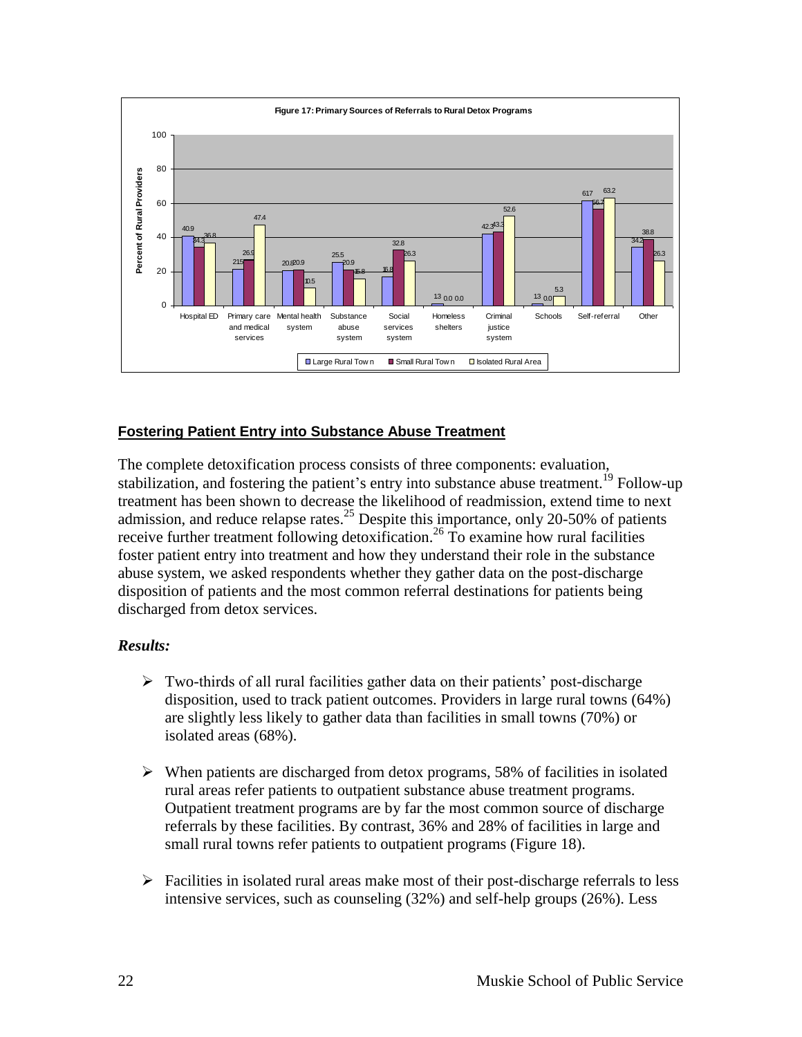Figure 17: Primary Sources of Referrals to Rural Detox Programs

| Referral source | Large Rural Town | Small Rural Town | Isolated Rural Area |
|---|---|---|---|
| Hospital ED | 40.9 | 34.3 | 36.8 |
| Primary care and medical services | 21.5 | 26.9 | 47.4 |
| Mental health system | 20.8 | 20.9 | 10.5 |
| Substance abuse system | 25.5 | 20.9 | 15.8 |
| Social services system | 16.8 | 32.8 | 26.3 |
| Homeless shelters | 1.3 | 0.0 | 0.0 |
| Criminal justice system | 42.3 | 43.3 | 52.6 |
| Schools | 1.3 | 0.0 | 5.3 |
| Self-referral | 61.7 | 56.7 | 63.2 |
| Other | 34.2 | 38.8 | 26.3 |

## Fostering Patient Entry into Substance Abuse Treatment

The complete detoxification process consists of three components: evaluation, stabilization, and fostering the patient's entry into substance abuse treatment.[19] Follow-up treatment has been shown to decrease the likelihood of readmission, extend time to next admission, and reduce relapse rates.[25] Despite this importance, only 20-50% of patients receive further treatment following detoxification.[26] To examine how rural facilities foster patient entry into treatment and how they understand their role in the substance abuse system, we asked respondents whether they gather data on the post-discharge disposition of patients and the most common referral destinations for patients being discharged from detox services.

### *Results:*

- Two-thirds of all rural facilities gather data on their patients' post-discharge disposition, used to track patient outcomes. Providers in large rural towns (64%) are slightly less likely to gather data than facilities in small towns (70%) or isolated areas (68%).
- When patients are discharged from detox programs, 58% of facilities in isolated rural areas refer patients to outpatient substance abuse treatment programs. Outpatient treatment programs are by far the most common source of discharge referrals by these facilities. By contrast, 36% and 28% of facilities in large and small rural towns refer patients to outpatient programs (Figure 18).
- Facilities in isolated rural areas make most of their post-discharge referrals to less intensive services, such as counseling (32%) and self-help groups (26%). Less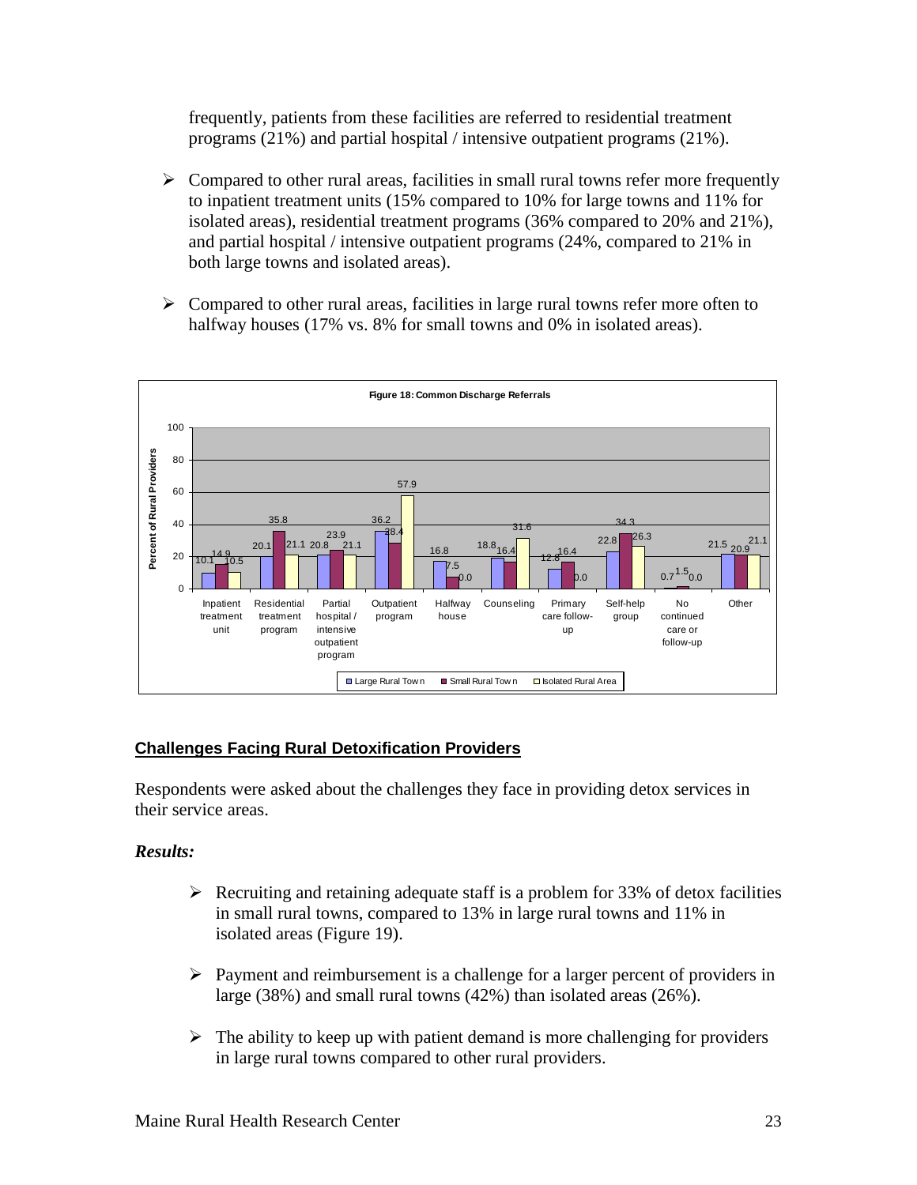frequently, patients from these facilities are referred to residential treatment programs (21%) and partial hospital / intensive outpatient programs (21%).

- Compared to other rural areas, facilities in small rural towns refer more frequently to inpatient treatment units (15% compared to 10% for large towns and 11% for isolated areas), residential treatment programs (36% compared to 20% and 21%), and partial hospital / intensive outpatient programs (24%, compared to 21% in both large towns and isolated areas).

- Compared to other rural areas, facilities in large rural towns refer more often to halfway houses (17% vs. 8% for small towns and 0% in isolated areas).

**Figure 18: Common Discharge Referrals**

Percent of Rural Providers

| | Large Rural Town | Small Rural Town | Isolated Rural Area |
|---|---|---|---|
| Inpatient treatment unit | 10.1 | 14.9 | 10.5 |
| Residential treatment program | 20.1 | 35.8 | 21.1 |
| Partial hospital / intensive outpatient program | 20.8 | 23.9 | 21.1 |
| Outpatient program | 36.2 | 28.4 | 57.9 |
| Halfway house | 16.8 | 7.5 | 0.0 |
| Counseling | 18.8 | 16.4 | 31.6 |
| Primary care follow-up | 12.8 | 16.4 | 0.0 |
| Self-help group | 22.8 | 34.3 | 26.3 |
| No continued care or follow-up | 0.7 | 1.5 | 0.0 |
| Other | 21.5 | 20.9 | 21.1 |

## Challenges Facing Rural Detoxification Providers

Respondents were asked about the challenges they face in providing detox services in their service areas.

***Results:***

- Recruiting and retaining adequate staff is a problem for 33% of detox facilities in small rural towns, compared to 13% in large rural towns and 11% in isolated areas (Figure 19).

- Payment and reimbursement is a challenge for a larger percent of providers in large (38%) and small rural towns (42%) than isolated areas (26%).

- The ability to keep up with patient demand is more challenging for providers in large rural towns compared to other rural providers.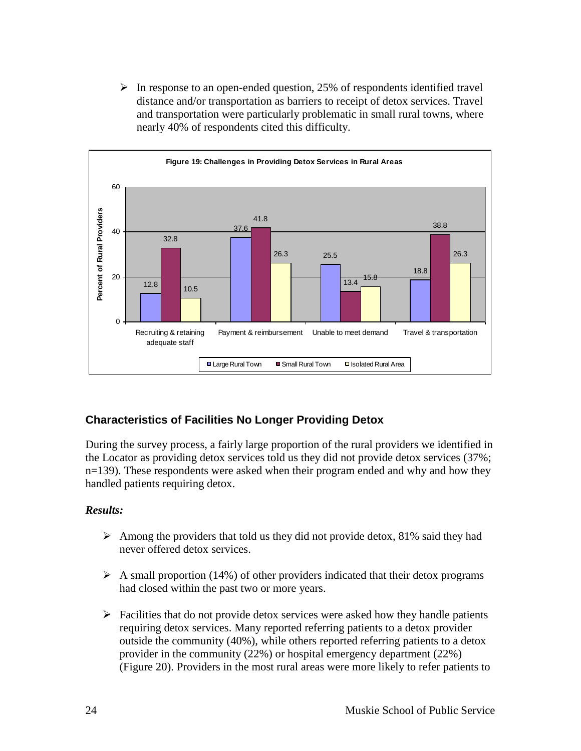- In response to an open-ended question, 25% of respondents identified travel distance and/or transportation as barriers to receipt of detox services. Travel and transportation were particularly problematic in small rural towns, where nearly 40% of respondents cited this difficulty.

**Figure 19: Challenges in Providing Detox Services in Rural Areas**

Percent of Rural Providers

| | Large Rural Town | Small Rural Town | Isolated Rural Area |
|---|---|---|---|
| Recruiting & retaining adequate staff | 12.8 | 32.8 | 10.5 |
| Payment & reimbursement | 37.6 | 41.8 | 26.3 |
| Unable to meet demand | 25.5 | 13.4 | 15.8 |
| Travel & transportation | 18.8 | 38.8 | 26.3 |

## Characteristics of Facilities No Longer Providing Detox

During the survey process, a fairly large proportion of the rural providers we identified in the Locator as providing detox services told us they did not provide detox services (37%; n=139). These respondents were asked when their program ended and why and how they handled patients requiring detox.

### *Results:*

- Among the providers that told us they did not provide detox, 81% said they had never offered detox services.

- A small proportion (14%) of other providers indicated that their detox programs had closed within the past two or more years.

- Facilities that do not provide detox services were asked how they handle patients requiring detox services. Many reported referring patients to a detox provider outside the community (40%), while others reported referring patients to a detox provider in the community (22%) or hospital emergency department (22%) (Figure 20). Providers in the most rural areas were more likely to refer patients to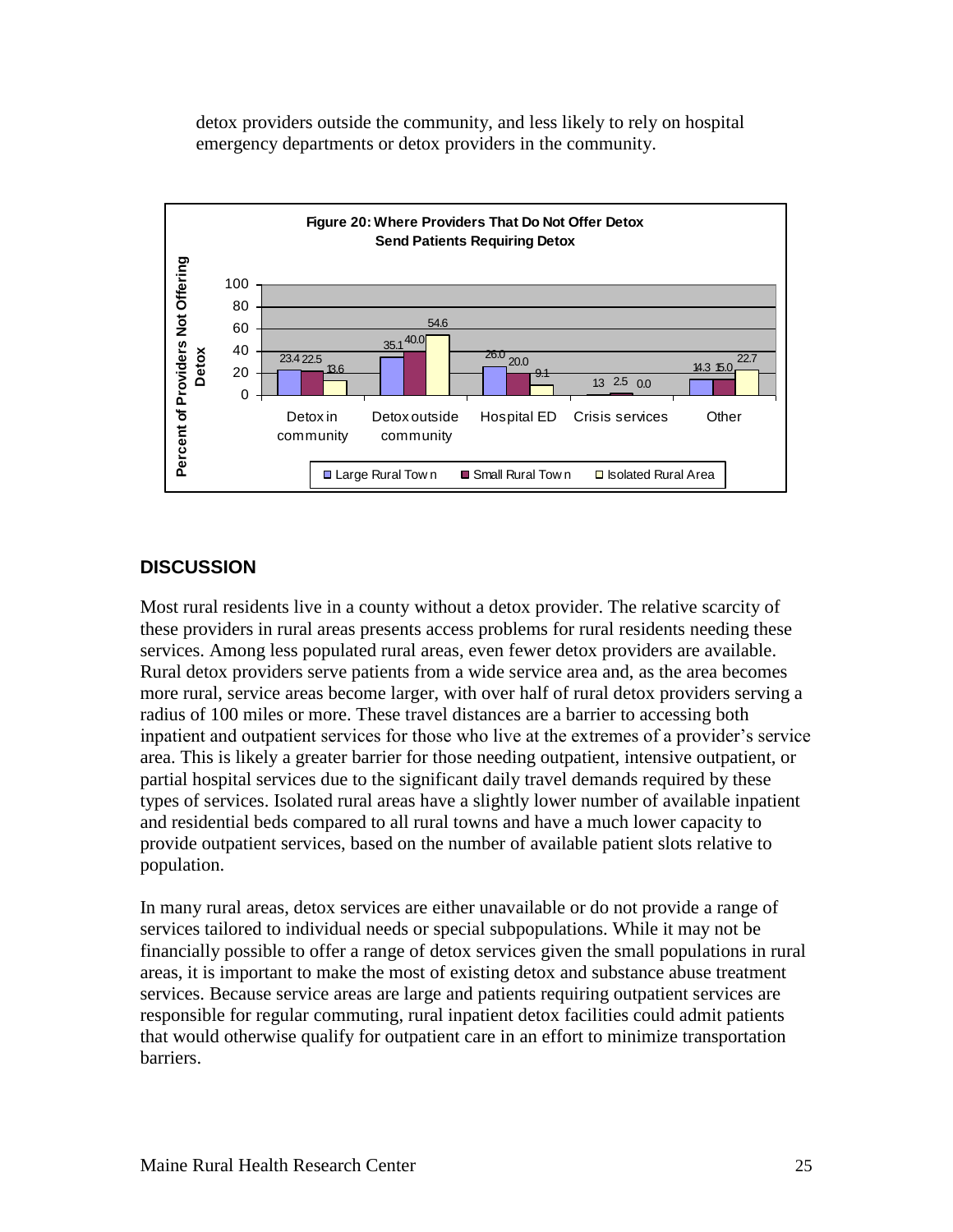detox providers outside the community, and less likely to rely on hospital emergency departments or detox providers in the community.

**Figure 20: Where Providers That Do Not Offer Detox Send Patients Requiring Detox**

| | Large Rural Town | Small Rural Town | Isolated Rural Area |
|---|---|---|---|
| Detox in community | 23.4 | 22.5 | 13.6 |
| Detox outside community | 35.1 | 40.0 | 54.6 |
| Hospital ED | 26.0 | 20.0 | 9.1 |
| Crisis services | 1.3 | 2.5 | 0.0 |
| Other | 14.3 | 15.0 | 22.7 |

## DISCUSSION

Most rural residents live in a county without a detox provider. The relative scarcity of these providers in rural areas presents access problems for rural residents needing these services. Among less populated rural areas, even fewer detox providers are available. Rural detox providers serve patients from a wide service area and, as the area becomes more rural, service areas become larger, with over half of rural detox providers serving a radius of 100 miles or more. These travel distances are a barrier to accessing both inpatient and outpatient services for those who live at the extremes of a provider's service area. This is likely a greater barrier for those needing outpatient, intensive outpatient, or partial hospital services due to the significant daily travel demands required by these types of services. Isolated rural areas have a slightly lower number of available inpatient and residential beds compared to all rural towns and have a much lower capacity to provide outpatient services, based on the number of available patient slots relative to population.

In many rural areas, detox services are either unavailable or do not provide a range of services tailored to individual needs or special subpopulations. While it may not be financially possible to offer a range of detox services given the small populations in rural areas, it is important to make the most of existing detox and substance abuse treatment services. Because service areas are large and patients requiring outpatient services are responsible for regular commuting, rural inpatient detox facilities could admit patients that would otherwise qualify for outpatient care in an effort to minimize transportation barriers.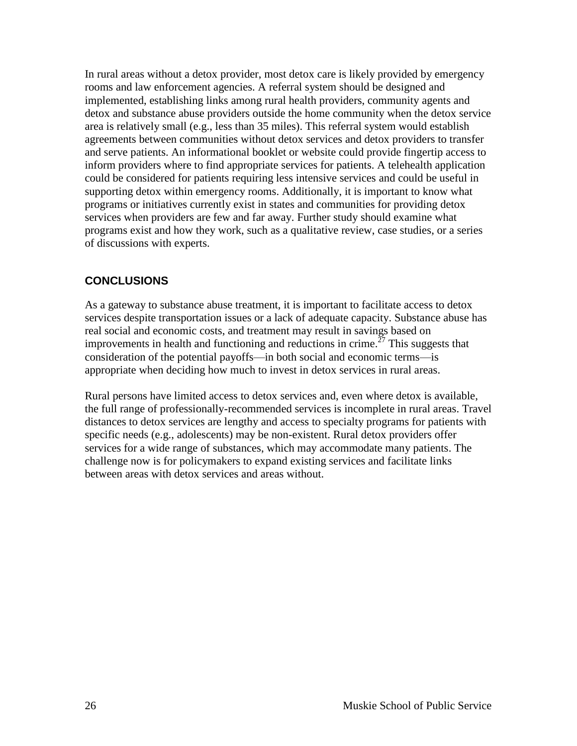In rural areas without a detox provider, most detox care is likely provided by emergency rooms and law enforcement agencies. A referral system should be designed and implemented, establishing links among rural health providers, community agents and detox and substance abuse providers outside the home community when the detox service area is relatively small (e.g., less than 35 miles). This referral system would establish agreements between communities without detox services and detox providers to transfer and serve patients. An informational booklet or website could provide fingertip access to inform providers where to find appropriate services for patients. A telehealth application could be considered for patients requiring less intensive services and could be useful in supporting detox within emergency rooms. Additionally, it is important to know what programs or initiatives currently exist in states and communities for providing detox services when providers are few and far away. Further study should examine what programs exist and how they work, such as a qualitative review, case studies, or a series of discussions with experts.

## CONCLUSIONS

As a gateway to substance abuse treatment, it is important to facilitate access to detox services despite transportation issues or a lack of adequate capacity. Substance abuse has real social and economic costs, and treatment may result in savings based on improvements in health and functioning and reductions in crime.[27] This suggests that consideration of the potential payoffs—in both social and economic terms—is appropriate when deciding how much to invest in detox services in rural areas.

Rural persons have limited access to detox services and, even where detox is available, the full range of professionally-recommended services is incomplete in rural areas. Travel distances to detox services are lengthy and access to specialty programs for patients with specific needs (e.g., adolescents) may be non-existent. Rural detox providers offer services for a wide range of substances, which may accommodate many patients. The challenge now is for policymakers to expand existing services and facilitate links between areas with detox services and areas without.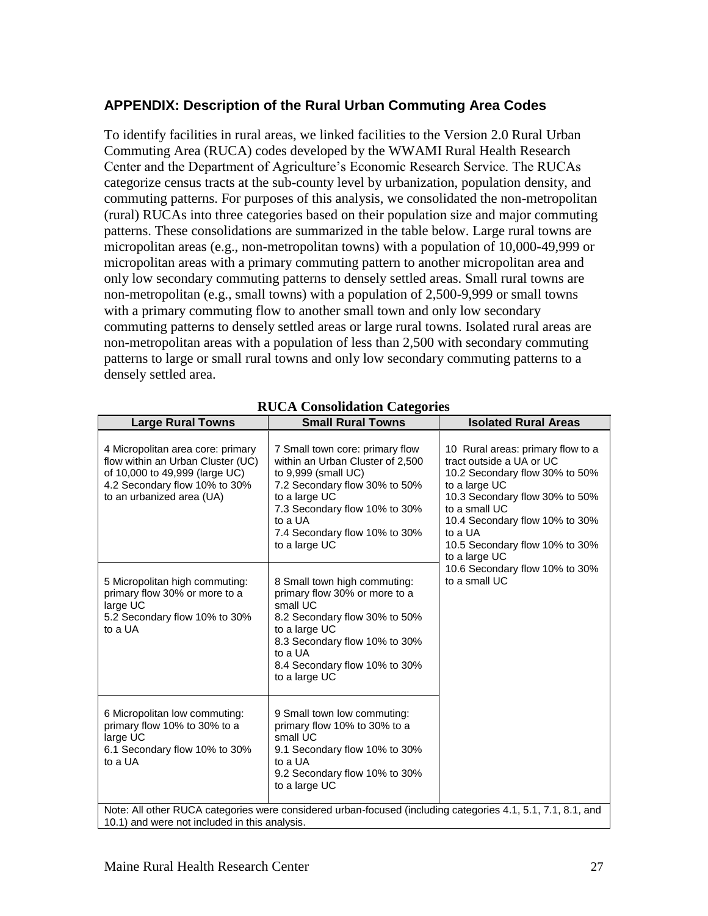## APPENDIX: Description of the Rural Urban Commuting Area Codes

To identify facilities in rural areas, we linked facilities to the Version 2.0 Rural Urban Commuting Area (RUCA) codes developed by the WWAMI Rural Health Research Center and the Department of Agriculture's Economic Research Service. The RUCAs categorize census tracts at the sub-county level by urbanization, population density, and commuting patterns. For purposes of this analysis, we consolidated the non-metropolitan (rural) RUCAs into three categories based on their population size and major commuting patterns. These consolidations are summarized in the table below. Large rural towns are micropolitan areas (e.g., non-metropolitan towns) with a population of 10,000-49,999 or micropolitan areas with a primary commuting pattern to another micropolitan area and only low secondary commuting patterns to densely settled areas. Small rural towns are non-metropolitan (e.g., small towns) with a population of 2,500-9,999 or small towns with a primary commuting flow to another small town and only low secondary commuting patterns to densely settled areas or large rural towns. Isolated rural areas are non-metropolitan areas with a population of less than 2,500 with secondary commuting patterns to large or small rural towns and only low secondary commuting patterns to a densely settled area.

**RUCA Consolidation Categories**

| Large Rural Towns | Small Rural Towns | Isolated Rural Areas |
|---|---|---|
| 4 Micropolitan area core: primary flow within an Urban Cluster (UC) of 10,000 to 49,999 (large UC)<br>4.2 Secondary flow 10% to 30% to an urbanized area (UA) | 7 Small town core: primary flow within an Urban Cluster of 2,500 to 9,999 (small UC)<br>7.2 Secondary flow 30% to 50% to a large UC<br>7.3 Secondary flow 10% to 30% to a UA<br>7.4 Secondary flow 10% to 30% to a large UC | 10 Rural areas: primary flow to a tract outside a UA or UC<br>10.2 Secondary flow 30% to 50% to a large UC<br>10.3 Secondary flow 30% to 50% to a small UC<br>10.4 Secondary flow 10% to 30% to a UA<br>10.5 Secondary flow 10% to 30% to a large UC<br>10.6 Secondary flow 10% to 30% to a small UC |
| 5 Micropolitan high commuting: primary flow 30% or more to a large UC<br>5.2 Secondary flow 10% to 30% to a UA | 8 Small town high commuting: primary flow 30% or more to a small UC<br>8.2 Secondary flow 30% to 50% to a large UC<br>8.3 Secondary flow 10% to 30% to a UA<br>8.4 Secondary flow 10% to 30% to a large UC | |
| 6 Micropolitan low commuting: primary flow 10% to 30% to a large UC<br>6.1 Secondary flow 10% to 30% to a UA | 9 Small town low commuting: primary flow 10% to 30% to a small UC<br>9.1 Secondary flow 10% to 30% to a UA<br>9.2 Secondary flow 10% to 30% to a large UC | |
| Note: All other RUCA categories were considered urban-focused (including categories 4.1, 5.1, 7.1, 8.1, and 10.1) and were not included in this analysis. | | |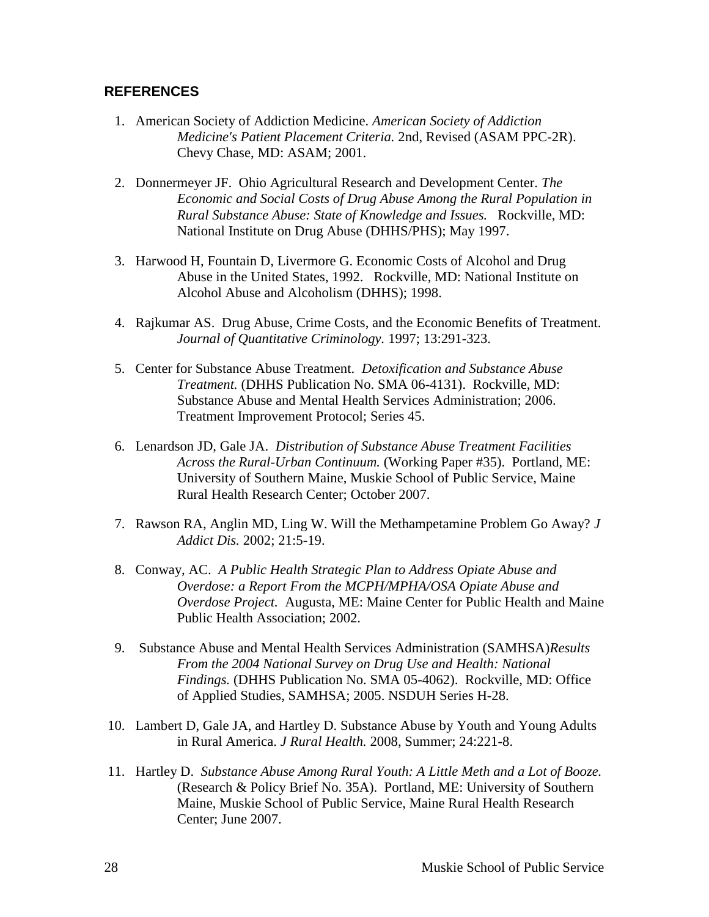## REFERENCES

1. American Society of Addiction Medicine. *American Society of Addiction Medicine's Patient Placement Criteria.* 2nd, Revised (ASAM PPC-2R). Chevy Chase, MD: ASAM; 2001.

2. Donnermeyer JF. Ohio Agricultural Research and Development Center. *The Economic and Social Costs of Drug Abuse Among the Rural Population in Rural Substance Abuse: State of Knowledge and Issues.* Rockville, MD: National Institute on Drug Abuse (DHHS/PHS); May 1997.

3. Harwood H, Fountain D, Livermore G. Economic Costs of Alcohol and Drug Abuse in the United States, 1992. Rockville, MD: National Institute on Alcohol Abuse and Alcoholism (DHHS); 1998.

4. Rajkumar AS. Drug Abuse, Crime Costs, and the Economic Benefits of Treatment. *Journal of Quantitative Criminology*. 1997; 13:291-323.

5. Center for Substance Abuse Treatment. *Detoxification and Substance Abuse Treatment.* (DHHS Publication No. SMA 06-4131). Rockville, MD: Substance Abuse and Mental Health Services Administration; 2006. Treatment Improvement Protocol; Series 45.

6. Lenardson JD, Gale JA. *Distribution of Substance Abuse Treatment Facilities Across the Rural-Urban Continuum.* (Working Paper #35). Portland, ME: University of Southern Maine, Muskie School of Public Service, Maine Rural Health Research Center; October 2007.

7. Rawson RA, Anglin MD, Ling W. Will the Methampetamine Problem Go Away? *J Addict Dis.* 2002; 21:5-19.

8. Conway, AC. *A Public Health Strategic Plan to Address Opiate Abuse and Overdose: a Report From the MCPH/MPHA/OSA Opiate Abuse and Overdose Project.* Augusta, ME: Maine Center for Public Health and Maine Public Health Association; 2002.

9. Substance Abuse and Mental Health Services Administration (SAMHSA)*Results From the 2004 National Survey on Drug Use and Health: National Findings.* (DHHS Publication No. SMA 05-4062). Rockville, MD: Office of Applied Studies, SAMHSA; 2005. NSDUH Series H-28.

10. Lambert D, Gale JA, and Hartley D. Substance Abuse by Youth and Young Adults in Rural America. *J Rural Health.* 2008, Summer; 24:221-8.

11. Hartley D. *Substance Abuse Among Rural Youth: A Little Meth and a Lot of Booze.* (Research & Policy Brief No. 35A). Portland, ME: University of Southern Maine, Muskie School of Public Service, Maine Rural Health Research Center; June 2007.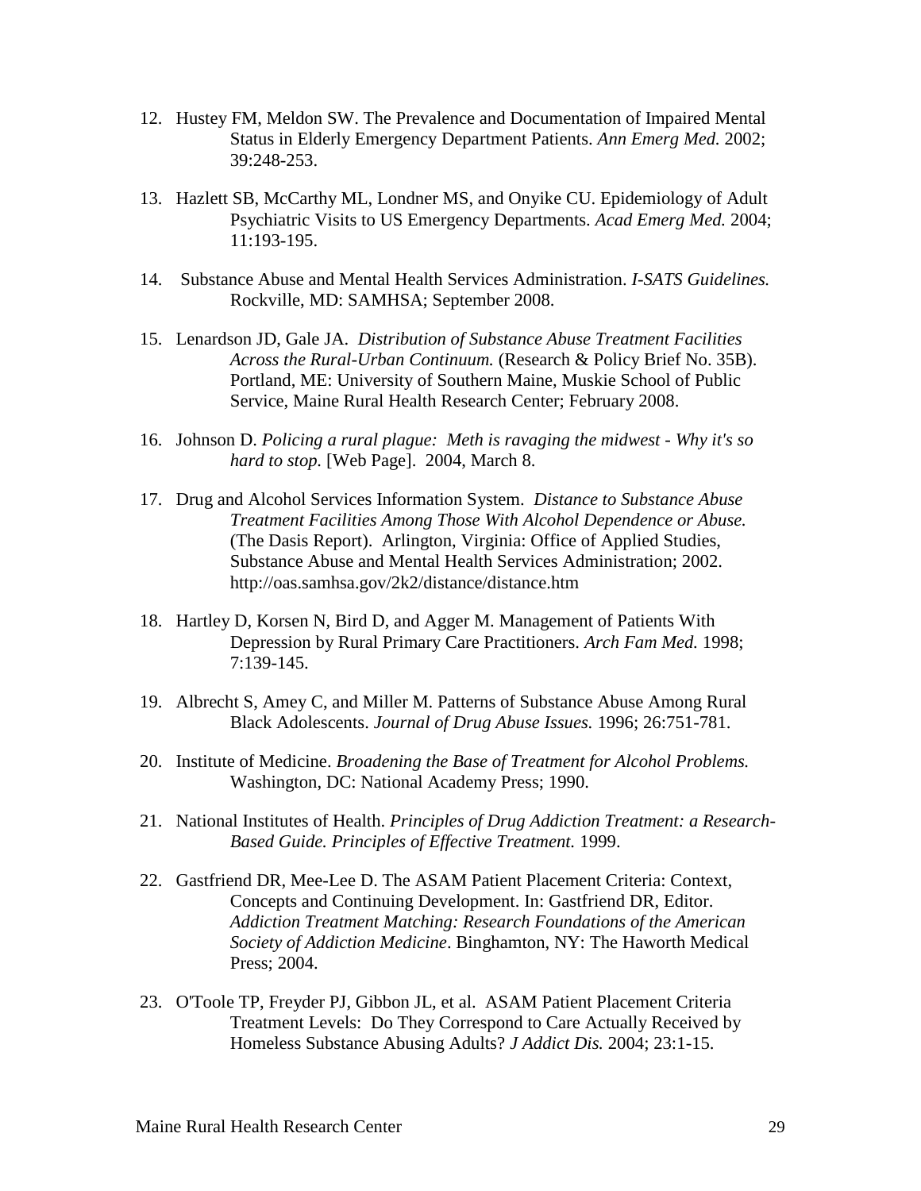12. Hustey FM, Meldon SW. The Prevalence and Documentation of Impaired Mental Status in Elderly Emergency Department Patients. *Ann Emerg Med.* 2002; 39:248-253.

13. Hazlett SB, McCarthy ML, Londner MS, and Onyike CU. Epidemiology of Adult Psychiatric Visits to US Emergency Departments. *Acad Emerg Med.* 2004; 11:193-195.

14. Substance Abuse and Mental Health Services Administration. *I-SATS Guidelines.* Rockville, MD: SAMHSA; September 2008.

15. Lenardson JD, Gale JA. *Distribution of Substance Abuse Treatment Facilities Across the Rural-Urban Continuum.* (Research & Policy Brief No. 35B). Portland, ME: University of Southern Maine, Muskie School of Public Service, Maine Rural Health Research Center; February 2008.

16. Johnson D. *Policing a rural plague: Meth is ravaging the midwest - Why it's so hard to stop.* [Web Page]. 2004, March 8.

17. Drug and Alcohol Services Information System. *Distance to Substance Abuse Treatment Facilities Among Those With Alcohol Dependence or Abuse.* (The Dasis Report). Arlington, Virginia: Office of Applied Studies, Substance Abuse and Mental Health Services Administration; 2002. http://oas.samhsa.gov/2k2/distance/distance.htm

18. Hartley D, Korsen N, Bird D, and Agger M. Management of Patients With Depression by Rural Primary Care Practitioners. *Arch Fam Med.* 1998; 7:139-145.

19. Albrecht S, Amey C, and Miller M. Patterns of Substance Abuse Among Rural Black Adolescents. *Journal of Drug Abuse Issues.* 1996; 26:751-781.

20. Institute of Medicine. *Broadening the Base of Treatment for Alcohol Problems.* Washington, DC: National Academy Press; 1990.

21. National Institutes of Health. *Principles of Drug Addiction Treatment: a Research-Based Guide. Principles of Effective Treatment.* 1999.

22. Gastfriend DR, Mee-Lee D. The ASAM Patient Placement Criteria: Context, Concepts and Continuing Development. In: Gastfriend DR, Editor. *Addiction Treatment Matching: Research Foundations of the American Society of Addiction Medicine*. Binghamton, NY: The Haworth Medical Press; 2004.

23. O'Toole TP, Freyder PJ, Gibbon JL, et al. ASAM Patient Placement Criteria Treatment Levels: Do They Correspond to Care Actually Received by Homeless Substance Abusing Adults? *J Addict Dis.* 2004; 23:1-15.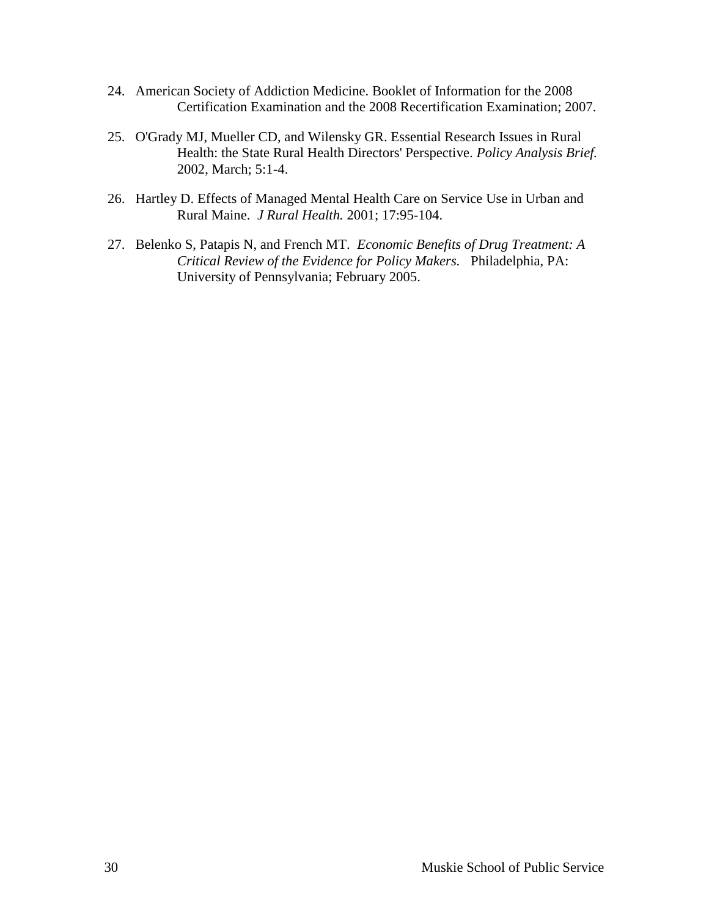24. American Society of Addiction Medicine. Booklet of Information for the 2008 Certification Examination and the 2008 Recertification Examination; 2007.

25. O'Grady MJ, Mueller CD, and Wilensky GR. Essential Research Issues in Rural Health: the State Rural Health Directors' Perspective. *Policy Analysis Brief.* 2002, March; 5:1-4.

26. Hartley D. Effects of Managed Mental Health Care on Service Use in Urban and Rural Maine. *J Rural Health.* 2001; 17:95-104.

27. Belenko S, Patapis N, and French MT. *Economic Benefits of Drug Treatment: A Critical Review of the Evidence for Policy Makers.* Philadelphia, PA: University of Pennsylvania; February 2005.